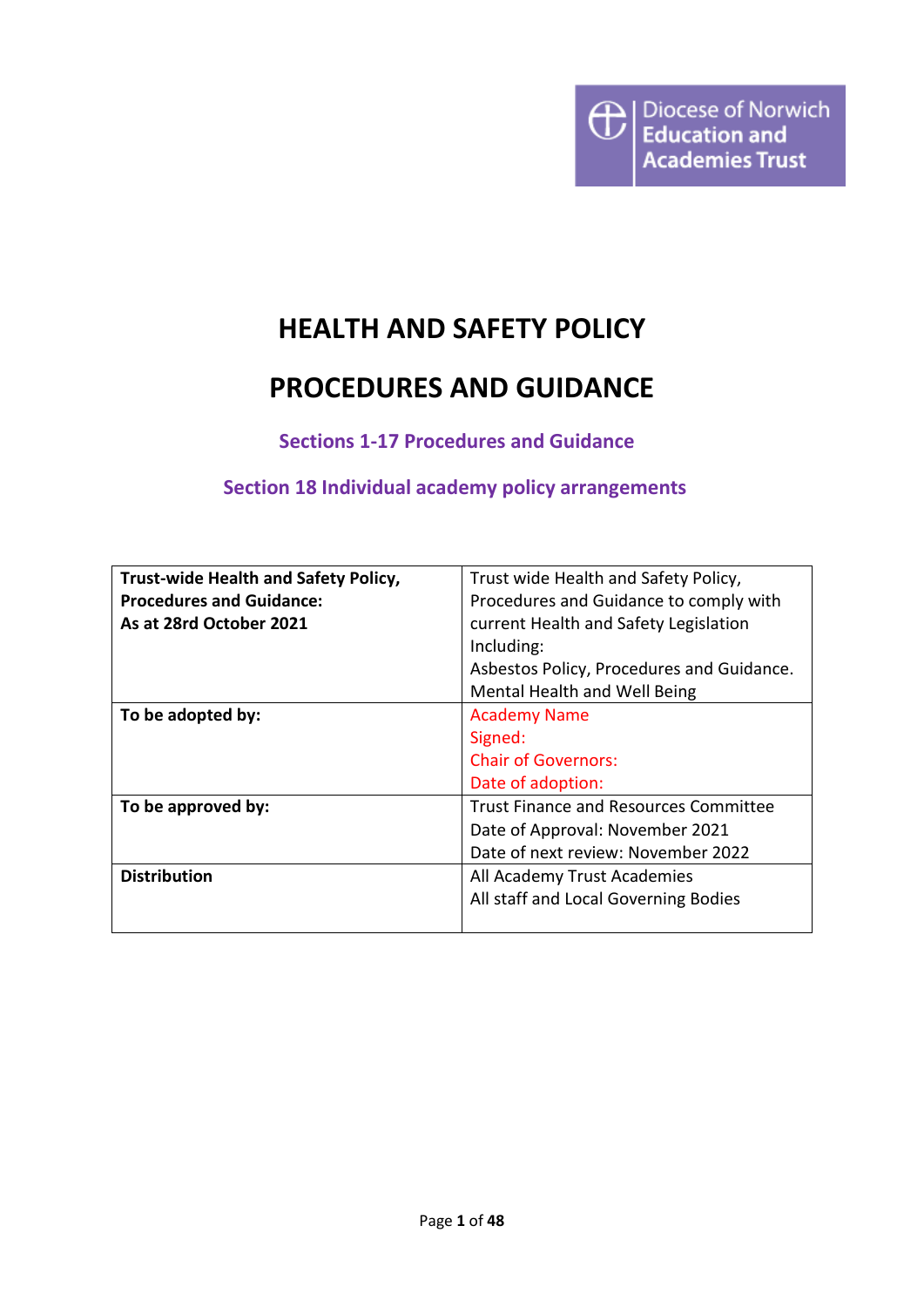Diocese of Norwich Education and Academies Trust

# HEALTH AND SAFETY POLICY

# PROCEDURES AND GUIDANCE

## Sections 1-17 Procedures and Guidance

## Section 18 Individual academy policy arrangements

| | |
|---|---|
| **Trust-wide Health and Safety Policy, Procedures and Guidance: As at 28rd October 2021** | Trust wide Health and Safety Policy, Procedures and Guidance to comply with current Health and Safety Legislation Including: Asbestos Policy, Procedures and Guidance. Mental Health and Well Being |
| **To be adopted by:** | Academy Name<br>Signed:<br>Chair of Governors:<br>Date of adoption: |
| **To be approved by:** | Trust Finance and Resources Committee<br>Date of Approval: November 2021<br>Date of next review: November 2022 |
| **Distribution** | All Academy Trust Academies<br>All staff and Local Governing Bodies |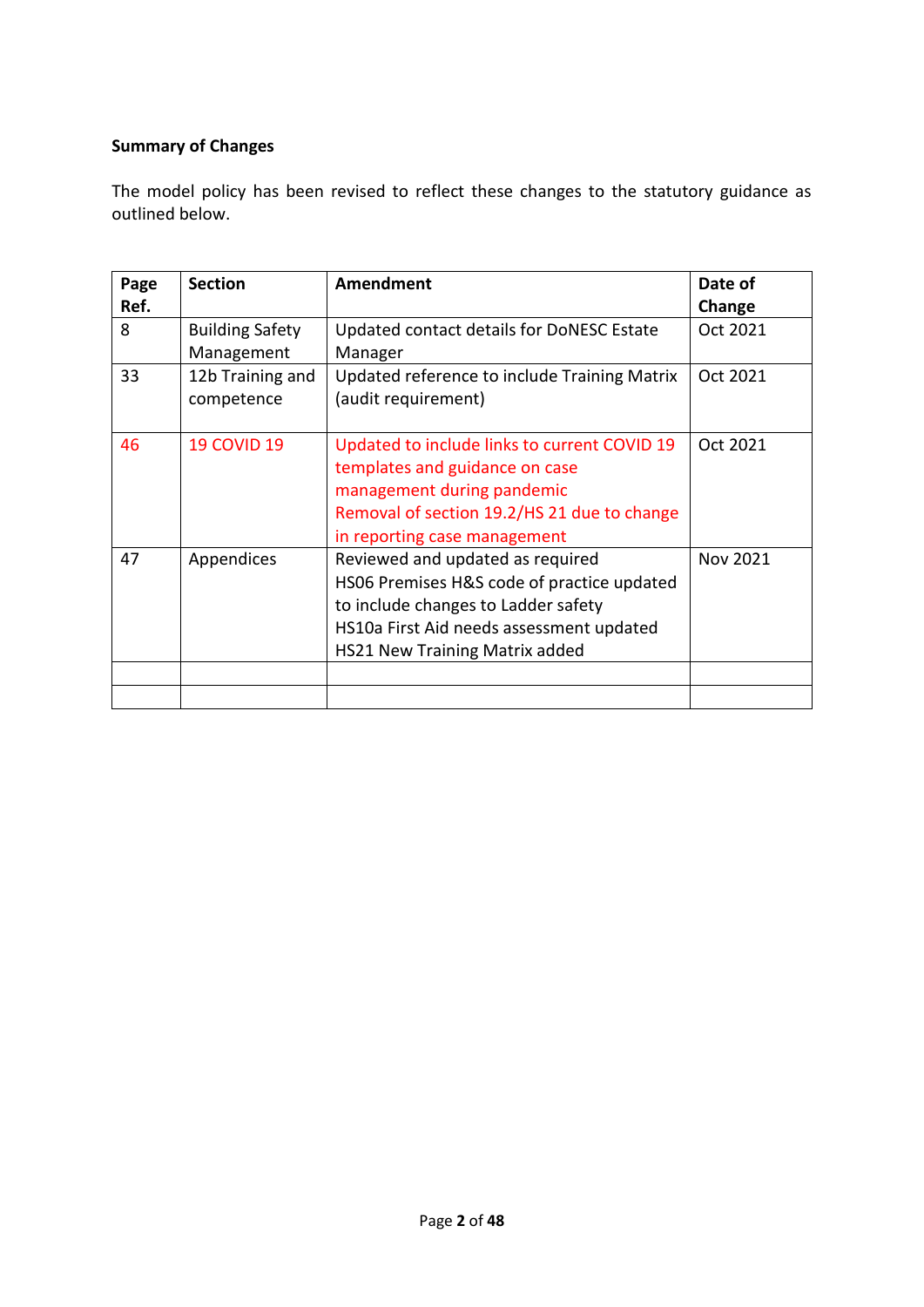**Summary of Changes**

The model policy has been revised to reflect these changes to the statutory guidance as outlined below.

| Page Ref. | Section | Amendment | Date of Change |
|---|---|---|---|
| 8 | Building Safety Management | Updated contact details for DoNESC Estate Manager | Oct 2021 |
| 33 | 12b Training and competence | Updated reference to include Training Matrix (audit requirement) | Oct 2021 |
| 46 | 19 COVID 19 | Updated to include links to current COVID 19 templates and guidance on case management during pandemic<br>Removal of section 19.2/HS 21 due to change in reporting case management | Oct 2021 |
| 47 | Appendices | Reviewed and updated as required<br>HS06 Premises H&S code of practice updated to include changes to Ladder safety<br>HS10a First Aid needs assessment updated<br>HS21 New Training Matrix added | Nov 2021 |
| | | | |
| | | | |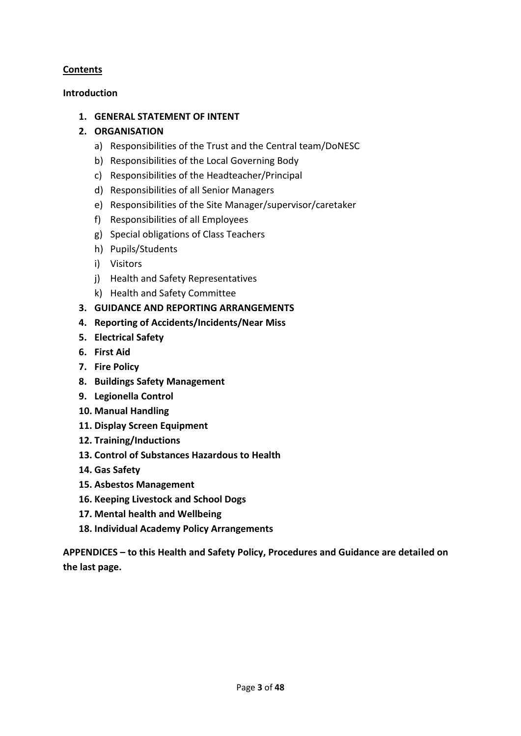## Contents

**Introduction**

1. **GENERAL STATEMENT OF INTENT**
2. **ORGANISATION**
   a) Responsibilities of the Trust and the Central team/DoNESC
   b) Responsibilities of the Local Governing Body
   c) Responsibilities of the Headteacher/Principal
   d) Responsibilities of all Senior Managers
   e) Responsibilities of the Site Manager/supervisor/caretaker
   f) Responsibilities of all Employees
   g) Special obligations of Class Teachers
   h) Pupils/Students
   i) Visitors
   j) Health and Safety Representatives
   k) Health and Safety Committee
3. **GUIDANCE AND REPORTING ARRANGEMENTS**
4. **Reporting of Accidents/Incidents/Near Miss**
5. **Electrical Safety**
6. **First Aid**
7. **Fire Policy**
8. **Buildings Safety Management**
9. **Legionella Control**
10. **Manual Handling**
11. **Display Screen Equipment**
12. **Training/Inductions**
13. **Control of Substances Hazardous to Health**
14. **Gas Safety**
15. **Asbestos Management**
16. **Keeping Livestock and School Dogs**
17. **Mental health and Wellbeing**
18. **Individual Academy Policy Arrangements**

**APPENDICES – to this Health and Safety Policy, Procedures and Guidance are detailed on the last page.**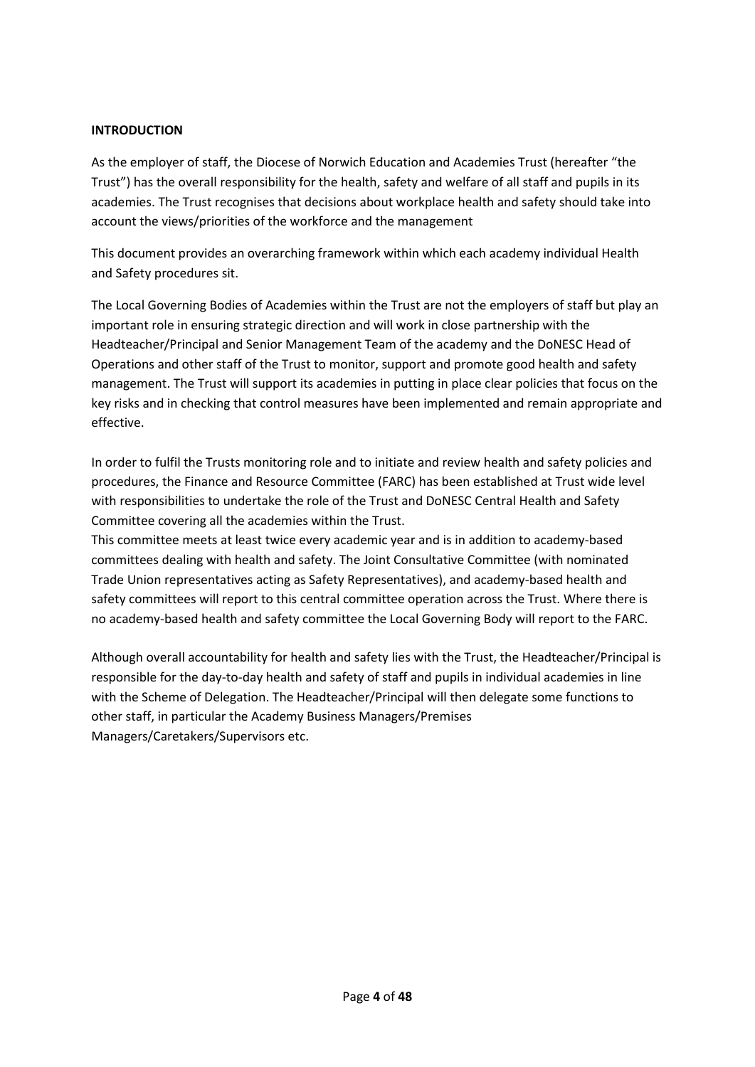**INTRODUCTION**

As the employer of staff, the Diocese of Norwich Education and Academies Trust (hereafter "the Trust") has the overall responsibility for the health, safety and welfare of all staff and pupils in its academies. The Trust recognises that decisions about workplace health and safety should take into account the views/priorities of the workforce and the management

This document provides an overarching framework within which each academy individual Health and Safety procedures sit.

The Local Governing Bodies of Academies within the Trust are not the employers of staff but play an important role in ensuring strategic direction and will work in close partnership with the Headteacher/Principal and Senior Management Team of the academy and the DoNESC Head of Operations and other staff of the Trust to monitor, support and promote good health and safety management. The Trust will support its academies in putting in place clear policies that focus on the key risks and in checking that control measures have been implemented and remain appropriate and effective.

In order to fulfil the Trusts monitoring role and to initiate and review health and safety policies and procedures, the Finance and Resource Committee (FARC) has been established at Trust wide level with responsibilities to undertake the role of the Trust and DoNESC Central Health and Safety Committee covering all the academies within the Trust.
This committee meets at least twice every academic year and is in addition to academy-based committees dealing with health and safety. The Joint Consultative Committee (with nominated Trade Union representatives acting as Safety Representatives), and academy-based health and safety committees will report to this central committee operation across the Trust. Where there is no academy-based health and safety committee the Local Governing Body will report to the FARC.

Although overall accountability for health and safety lies with the Trust, the Headteacher/Principal is responsible for the day-to-day health and safety of staff and pupils in individual academies in line with the Scheme of Delegation. The Headteacher/Principal will then delegate some functions to other staff, in particular the Academy Business Managers/Premises Managers/Caretakers/Supervisors etc.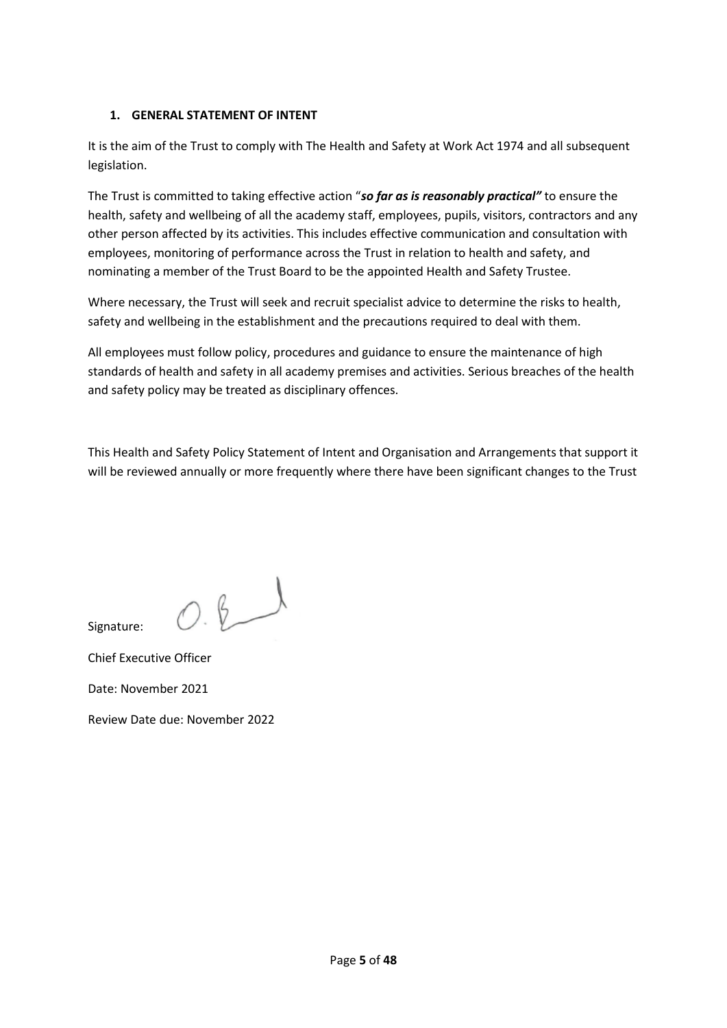## 1. GENERAL STATEMENT OF INTENT

It is the aim of the Trust to comply with The Health and Safety at Work Act 1974 and all subsequent legislation.

The Trust is committed to taking effective action "***so far as is reasonably practical"*** to ensure the health, safety and wellbeing of all the academy staff, employees, pupils, visitors, contractors and any other person affected by its activities. This includes effective communication and consultation with employees, monitoring of performance across the Trust in relation to health and safety, and nominating a member of the Trust Board to be the appointed Health and Safety Trustee.

Where necessary, the Trust will seek and recruit specialist advice to determine the risks to health, safety and wellbeing in the establishment and the precautions required to deal with them.

All employees must follow policy, procedures and guidance to ensure the maintenance of high standards of health and safety in all academy premises and activities. Serious breaches of the health and safety policy may be treated as disciplinary offences.

This Health and Safety Policy Statement of Intent and Organisation and Arrangements that support it will be reviewed annually or more frequently where there have been significant changes to the Trust

Signature:

Chief Executive Officer

Date: November 2021

Review Date due: November 2022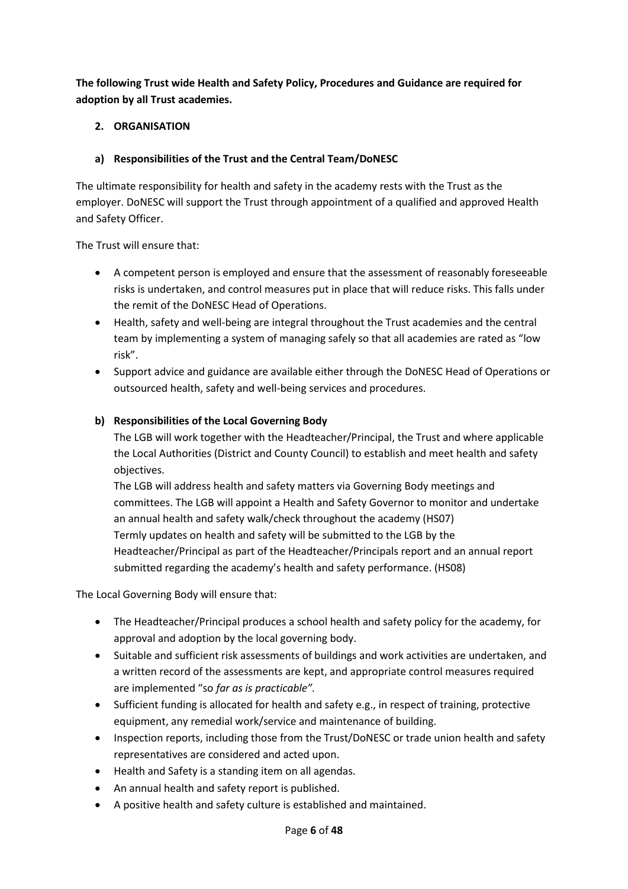**The following Trust wide Health and Safety Policy, Procedures and Guidance are required for adoption by all Trust academies.**

## 2. ORGANISATION

### a) Responsibilities of the Trust and the Central Team/DoNESC

The ultimate responsibility for health and safety in the academy rests with the Trust as the employer. DoNESC will support the Trust through appointment of a qualified and approved Health and Safety Officer.

The Trust will ensure that:

- A competent person is employed and ensure that the assessment of reasonably foreseeable risks is undertaken, and control measures put in place that will reduce risks. This falls under the remit of the DoNESC Head of Operations.
- Health, safety and well-being are integral throughout the Trust academies and the central team by implementing a system of managing safely so that all academies are rated as "low risk".
- Support advice and guidance are available either through the DoNESC Head of Operations or outsourced health, safety and well-being services and procedures.

### b) Responsibilities of the Local Governing Body

The LGB will work together with the Headteacher/Principal, the Trust and where applicable the Local Authorities (District and County Council) to establish and meet health and safety objectives.

The LGB will address health and safety matters via Governing Body meetings and committees. The LGB will appoint a Health and Safety Governor to monitor and undertake an annual health and safety walk/check throughout the academy (HS07)

Termly updates on health and safety will be submitted to the LGB by the Headteacher/Principal as part of the Headteacher/Principals report and an annual report submitted regarding the academy's health and safety performance. (HS08)

The Local Governing Body will ensure that:

- The Headteacher/Principal produces a school health and safety policy for the academy, for approval and adoption by the local governing body.
- Suitable and sufficient risk assessments of buildings and work activities are undertaken, and a written record of the assessments are kept, and appropriate control measures required are implemented "so *far as is practicable".*
- Sufficient funding is allocated for health and safety e.g., in respect of training, protective equipment, any remedial work/service and maintenance of building.
- Inspection reports, including those from the Trust/DoNESC or trade union health and safety representatives are considered and acted upon.
- Health and Safety is a standing item on all agendas.
- An annual health and safety report is published.
- A positive health and safety culture is established and maintained.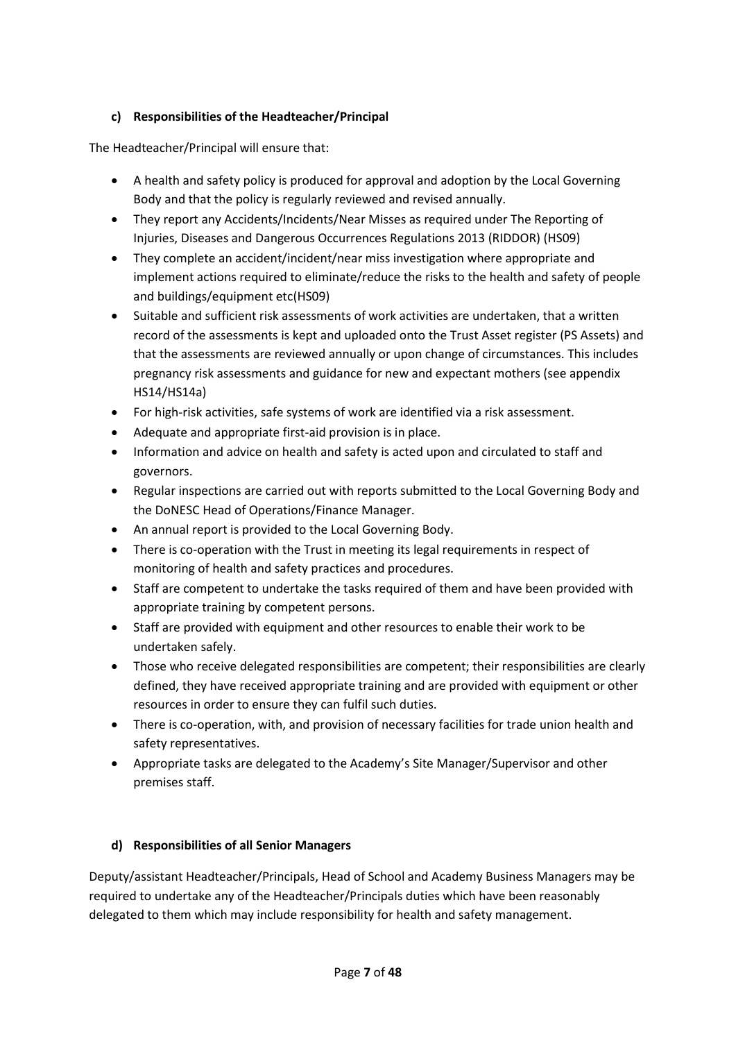### c) Responsibilities of the Headteacher/Principal

The Headteacher/Principal will ensure that:

- A health and safety policy is produced for approval and adoption by the Local Governing Body and that the policy is regularly reviewed and revised annually.
- They report any Accidents/Incidents/Near Misses as required under The Reporting of Injuries, Diseases and Dangerous Occurrences Regulations 2013 (RIDDOR) (HS09)
- They complete an accident/incident/near miss investigation where appropriate and implement actions required to eliminate/reduce the risks to the health and safety of people and buildings/equipment etc(HS09)
- Suitable and sufficient risk assessments of work activities are undertaken, that a written record of the assessments is kept and uploaded onto the Trust Asset register (PS Assets) and that the assessments are reviewed annually or upon change of circumstances. This includes pregnancy risk assessments and guidance for new and expectant mothers (see appendix HS14/HS14a)
- For high-risk activities, safe systems of work are identified via a risk assessment.
- Adequate and appropriate first-aid provision is in place.
- Information and advice on health and safety is acted upon and circulated to staff and governors.
- Regular inspections are carried out with reports submitted to the Local Governing Body and the DoNESC Head of Operations/Finance Manager.
- An annual report is provided to the Local Governing Body.
- There is co-operation with the Trust in meeting its legal requirements in respect of monitoring of health and safety practices and procedures.
- Staff are competent to undertake the tasks required of them and have been provided with appropriate training by competent persons.
- Staff are provided with equipment and other resources to enable their work to be undertaken safely.
- Those who receive delegated responsibilities are competent; their responsibilities are clearly defined, they have received appropriate training and are provided with equipment or other resources in order to ensure they can fulfil such duties.
- There is co-operation, with, and provision of necessary facilities for trade union health and safety representatives.
- Appropriate tasks are delegated to the Academy's Site Manager/Supervisor and other premises staff.

### d) Responsibilities of all Senior Managers

Deputy/assistant Headteacher/Principals, Head of School and Academy Business Managers may be required to undertake any of the Headteacher/Principals duties which have been reasonably delegated to them which may include responsibility for health and safety management.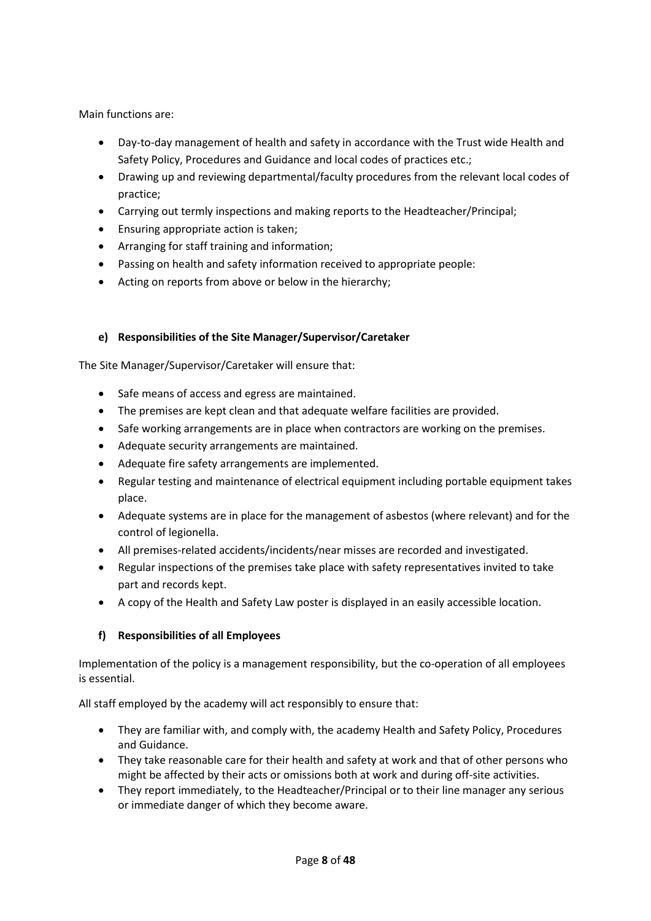Main functions are:

- Day-to-day management of health and safety in accordance with the Trust wide Health and Safety Policy, Procedures and Guidance and local codes of practices etc.;
- Drawing up and reviewing departmental/faculty procedures from the relevant local codes of practice;
- Carrying out termly inspections and making reports to the Headteacher/Principal;
- Ensuring appropriate action is taken;
- Arranging for staff training and information;
- Passing on health and safety information received to appropriate people:
- Acting on reports from above or below in the hierarchy;

#### e) Responsibilities of the Site Manager/Supervisor/Caretaker

The Site Manager/Supervisor/Caretaker will ensure that:

- Safe means of access and egress are maintained.
- The premises are kept clean and that adequate welfare facilities are provided.
- Safe working arrangements are in place when contractors are working on the premises.
- Adequate security arrangements are maintained.
- Adequate fire safety arrangements are implemented.
- Regular testing and maintenance of electrical equipment including portable equipment takes place.
- Adequate systems are in place for the management of asbestos (where relevant) and for the control of legionella.
- All premises-related accidents/incidents/near misses are recorded and investigated.
- Regular inspections of the premises take place with safety representatives invited to take part and records kept.
- A copy of the Health and Safety Law poster is displayed in an easily accessible location.

#### f) Responsibilities of all Employees

Implementation of the policy is a management responsibility, but the co-operation of all employees is essential.

All staff employed by the academy will act responsibly to ensure that:

- They are familiar with, and comply with, the academy Health and Safety Policy, Procedures and Guidance.
- They take reasonable care for their health and safety at work and that of other persons who might be affected by their acts or omissions both at work and during off-site activities.
- They report immediately, to the Headteacher/Principal or to their line manager any serious or immediate danger of which they become aware.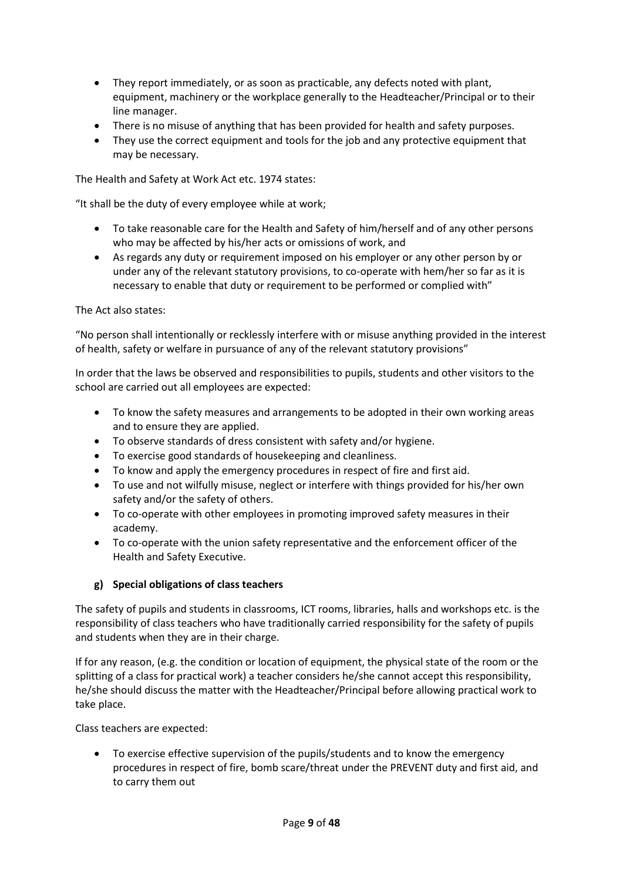- They report immediately, or as soon as practicable, any defects noted with plant, equipment, machinery or the workplace generally to the Headteacher/Principal or to their line manager.
- There is no misuse of anything that has been provided for health and safety purposes.
- They use the correct equipment and tools for the job and any protective equipment that may be necessary.

The Health and Safety at Work Act etc. 1974 states:

"It shall be the duty of every employee while at work;

- To take reasonable care for the Health and Safety of him/herself and of any other persons who may be affected by his/her acts or omissions of work, and
- As regards any duty or requirement imposed on his employer or any other person by or under any of the relevant statutory provisions, to co-operate with hem/her so far as it is necessary to enable that duty or requirement to be performed or complied with"

The Act also states:

"No person shall intentionally or recklessly interfere with or misuse anything provided in the interest of health, safety or welfare in pursuance of any of the relevant statutory provisions"

In order that the laws be observed and responsibilities to pupils, students and other visitors to the school are carried out all employees are expected:

- To know the safety measures and arrangements to be adopted in their own working areas and to ensure they are applied.
- To observe standards of dress consistent with safety and/or hygiene.
- To exercise good standards of housekeeping and cleanliness.
- To know and apply the emergency procedures in respect of fire and first aid.
- To use and not wilfully misuse, neglect or interfere with things provided for his/her own safety and/or the safety of others.
- To co-operate with other employees in promoting improved safety measures in their academy.
- To co-operate with the union safety representative and the enforcement officer of the Health and Safety Executive.

### g) Special obligations of class teachers

The safety of pupils and students in classrooms, ICT rooms, libraries, halls and workshops etc. is the responsibility of class teachers who have traditionally carried responsibility for the safety of pupils and students when they are in their charge.

If for any reason, (e.g. the condition or location of equipment, the physical state of the room or the splitting of a class for practical work) a teacher considers he/she cannot accept this responsibility, he/she should discuss the matter with the Headteacher/Principal before allowing practical work to take place.

Class teachers are expected:

- To exercise effective supervision of the pupils/students and to know the emergency procedures in respect of fire, bomb scare/threat under the PREVENT duty and first aid, and to carry them out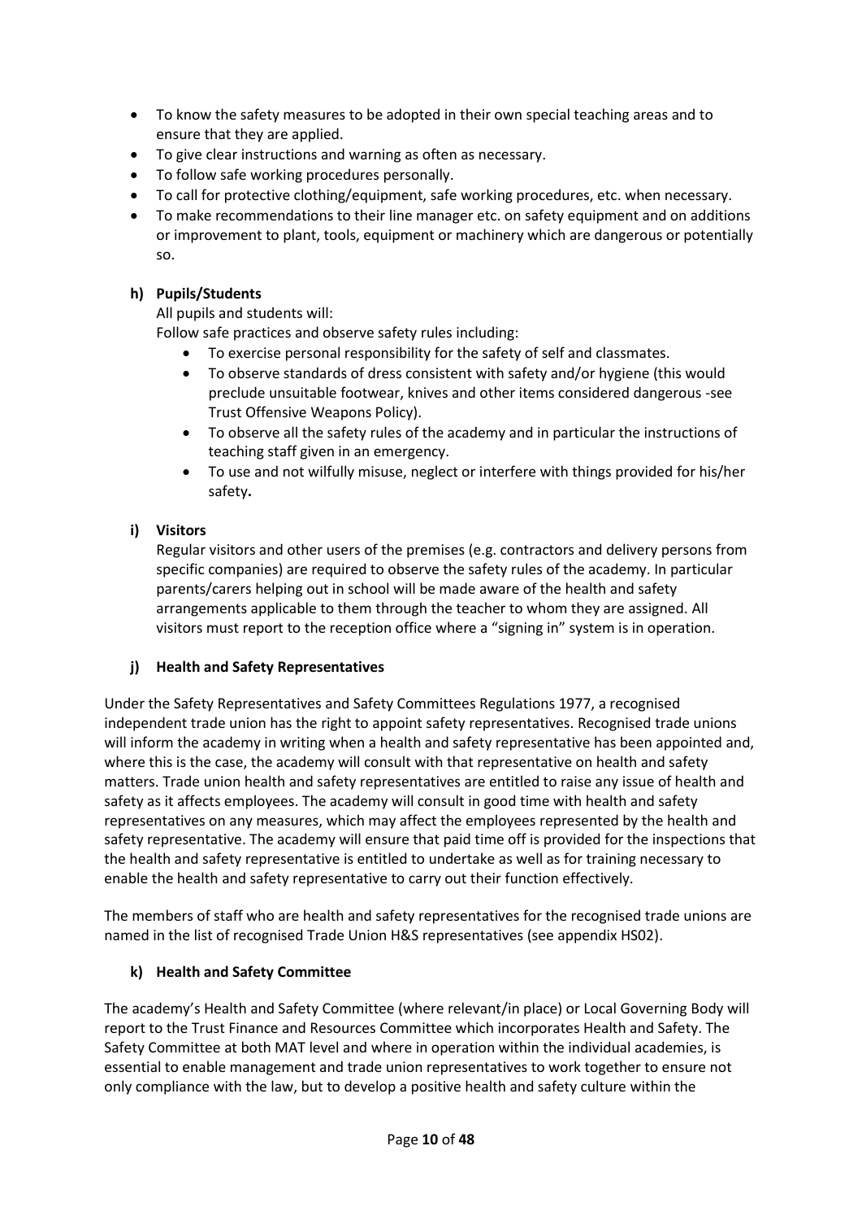- To know the safety measures to be adopted in their own special teaching areas and to ensure that they are applied.
- To give clear instructions and warning as often as necessary.
- To follow safe working procedures personally.
- To call for protective clothing/equipment, safe working procedures, etc. when necessary.
- To make recommendations to their line manager etc. on safety equipment and on additions or improvement to plant, tools, equipment or machinery which are dangerous or potentially so.

**h) Pupils/Students**

All pupils and students will:

Follow safe practices and observe safety rules including:

- To exercise personal responsibility for the safety of self and classmates.
- To observe standards of dress consistent with safety and/or hygiene (this would preclude unsuitable footwear, knives and other items considered dangerous -see Trust Offensive Weapons Policy).
- To observe all the safety rules of the academy and in particular the instructions of teaching staff given in an emergency.
- To use and not wilfully misuse, neglect or interfere with things provided for his/her safety.

**i) Visitors**

Regular visitors and other users of the premises (e.g. contractors and delivery persons from specific companies) are required to observe the safety rules of the academy. In particular parents/carers helping out in school will be made aware of the health and safety arrangements applicable to them through the teacher to whom they are assigned. All visitors must report to the reception office where a "signing in" system is in operation.

**j) Health and Safety Representatives**

Under the Safety Representatives and Safety Committees Regulations 1977, a recognised independent trade union has the right to appoint safety representatives. Recognised trade unions will inform the academy in writing when a health and safety representative has been appointed and, where this is the case, the academy will consult with that representative on health and safety matters. Trade union health and safety representatives are entitled to raise any issue of health and safety as it affects employees. The academy will consult in good time with health and safety representatives on any measures, which may affect the employees represented by the health and safety representative. The academy will ensure that paid time off is provided for the inspections that the health and safety representative is entitled to undertake as well as for training necessary to enable the health and safety representative to carry out their function effectively.

The members of staff who are health and safety representatives for the recognised trade unions are named in the list of recognised Trade Union H&S representatives (see appendix HS02).

**k) Health and Safety Committee**

The academy's Health and Safety Committee (where relevant/in place) or Local Governing Body will report to the Trust Finance and Resources Committee which incorporates Health and Safety. The Safety Committee at both MAT level and where in operation within the individual academies, is essential to enable management and trade union representatives to work together to ensure not only compliance with the law, but to develop a positive health and safety culture within the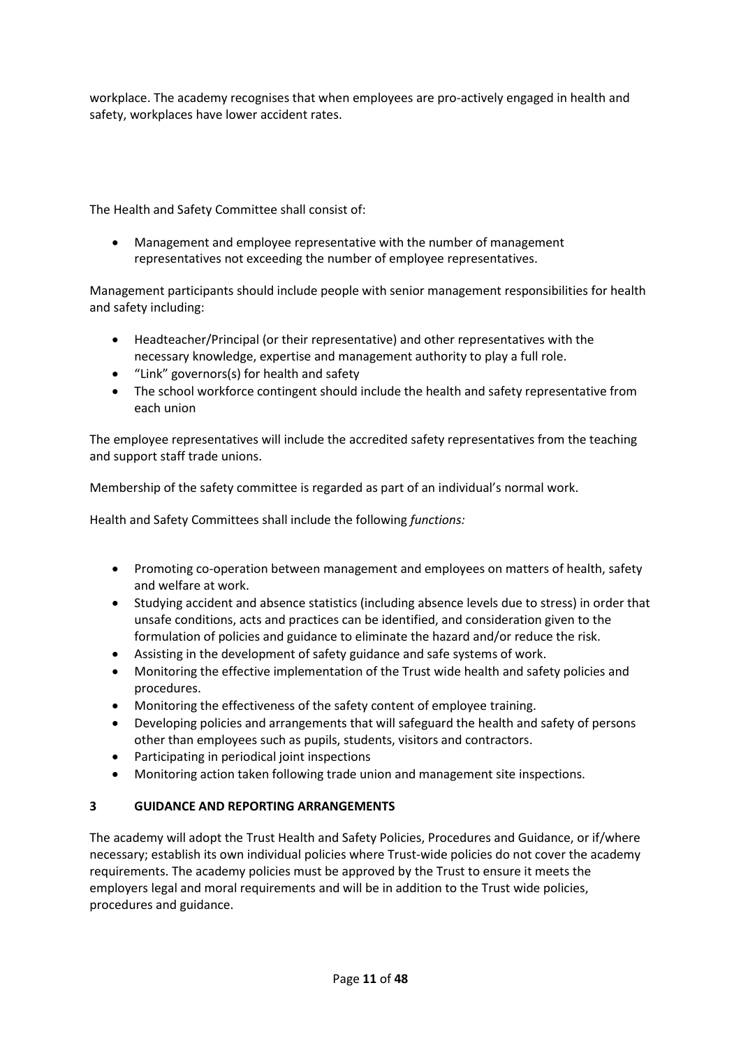workplace. The academy recognises that when employees are pro-actively engaged in health and safety, workplaces have lower accident rates.

The Health and Safety Committee shall consist of:

- Management and employee representative with the number of management representatives not exceeding the number of employee representatives.

Management participants should include people with senior management responsibilities for health and safety including:

- Headteacher/Principal (or their representative) and other representatives with the necessary knowledge, expertise and management authority to play a full role.
- "Link" governors(s) for health and safety
- The school workforce contingent should include the health and safety representative from each union

The employee representatives will include the accredited safety representatives from the teaching and support staff trade unions.

Membership of the safety committee is regarded as part of an individual's normal work.

Health and Safety Committees shall include the following *functions:*

- Promoting co-operation between management and employees on matters of health, safety and welfare at work.
- Studying accident and absence statistics (including absence levels due to stress) in order that unsafe conditions, acts and practices can be identified, and consideration given to the formulation of policies and guidance to eliminate the hazard and/or reduce the risk.
- Assisting in the development of safety guidance and safe systems of work.
- Monitoring the effective implementation of the Trust wide health and safety policies and procedures.
- Monitoring the effectiveness of the safety content of employee training.
- Developing policies and arrangements that will safeguard the health and safety of persons other than employees such as pupils, students, visitors and contractors.
- Participating in periodical joint inspections
- Monitoring action taken following trade union and management site inspections.

## 3 GUIDANCE AND REPORTING ARRANGEMENTS

The academy will adopt the Trust Health and Safety Policies, Procedures and Guidance, or if/where necessary; establish its own individual policies where Trust-wide policies do not cover the academy requirements. The academy policies must be approved by the Trust to ensure it meets the employers legal and moral requirements and will be in addition to the Trust wide policies, procedures and guidance.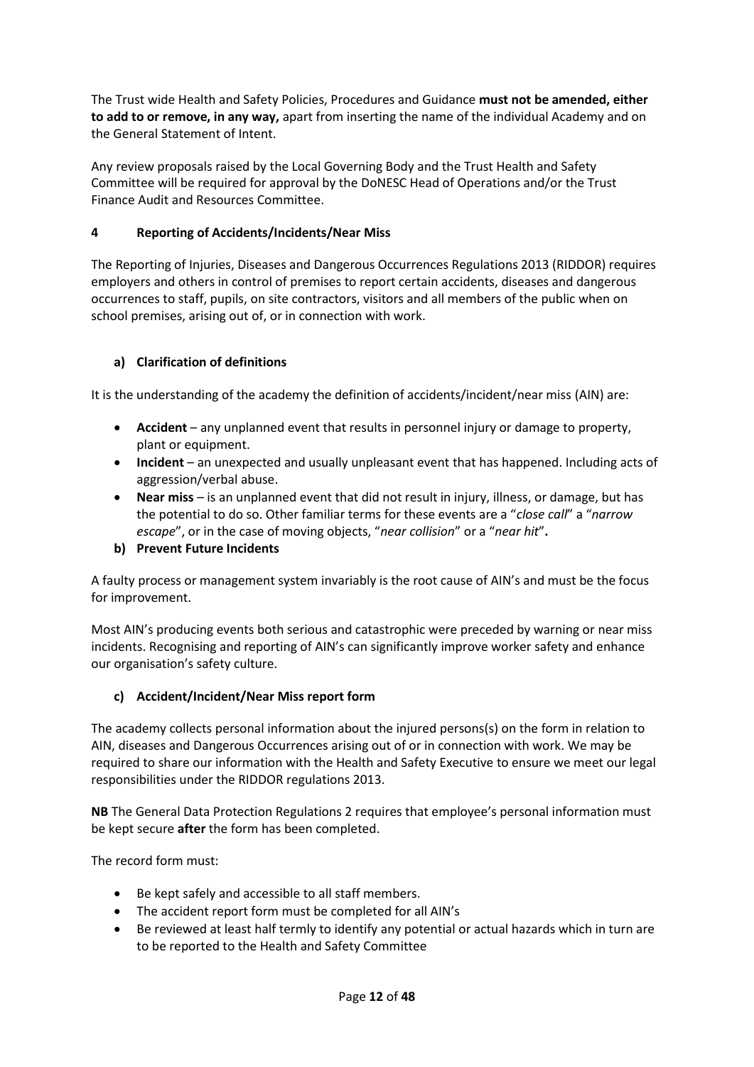The Trust wide Health and Safety Policies, Procedures and Guidance **must not be amended, either to add to or remove, in any way,** apart from inserting the name of the individual Academy and on the General Statement of Intent.

Any review proposals raised by the Local Governing Body and the Trust Health and Safety Committee will be required for approval by the DoNESC Head of Operations and/or the Trust Finance Audit and Resources Committee.

## 4 Reporting of Accidents/Incidents/Near Miss

The Reporting of Injuries, Diseases and Dangerous Occurrences Regulations 2013 (RIDDOR) requires employers and others in control of premises to report certain accidents, diseases and dangerous occurrences to staff, pupils, on site contractors, visitors and all members of the public when on school premises, arising out of, or in connection with work.

### a) Clarification of definitions

It is the understanding of the academy the definition of accidents/incident/near miss (AIN) are:

- **Accident** – any unplanned event that results in personnel injury or damage to property, plant or equipment.
- **Incident** – an unexpected and usually unpleasant event that has happened. Including acts of aggression/verbal abuse.
- **Near miss** – is an unplanned event that did not result in injury, illness, or damage, but has the potential to do so. Other familiar terms for these events are a "*close call*" a "*narrow escape*", or in the case of moving objects, "*near collision*" or a "*near hit*"**.**

### b) Prevent Future Incidents

A faulty process or management system invariably is the root cause of AIN's and must be the focus for improvement.

Most AIN's producing events both serious and catastrophic were preceded by warning or near miss incidents. Recognising and reporting of AIN's can significantly improve worker safety and enhance our organisation's safety culture.

### c) Accident/Incident/Near Miss report form

The academy collects personal information about the injured persons(s) on the form in relation to AIN, diseases and Dangerous Occurrences arising out of or in connection with work. We may be required to share our information with the Health and Safety Executive to ensure we meet our legal responsibilities under the RIDDOR regulations 2013.

**NB** The General Data Protection Regulations 2 requires that employee's personal information must be kept secure **after** the form has been completed.

The record form must:

- Be kept safely and accessible to all staff members.
- The accident report form must be completed for all AIN's
- Be reviewed at least half termly to identify any potential or actual hazards which in turn are to be reported to the Health and Safety Committee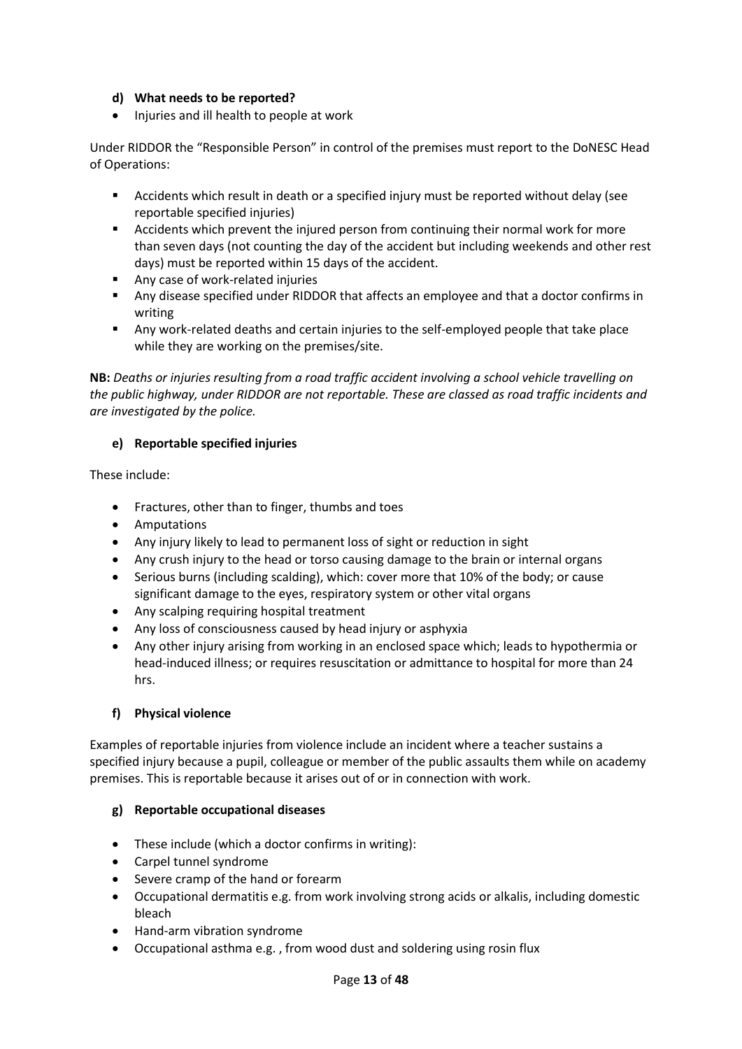#### d) What needs to be reported?

- Injuries and ill health to people at work

Under RIDDOR the "Responsible Person" in control of the premises must report to the DoNESC Head of Operations:

- Accidents which result in death or a specified injury must be reported without delay (see reportable specified injuries)
- Accidents which prevent the injured person from continuing their normal work for more than seven days (not counting the day of the accident but including weekends and other rest days) must be reported within 15 days of the accident.
- Any case of work-related injuries
- Any disease specified under RIDDOR that affects an employee and that a doctor confirms in writing
- Any work-related deaths and certain injuries to the self-employed people that take place while they are working on the premises/site.

**NB:** *Deaths or injuries resulting from a road traffic accident involving a school vehicle travelling on the public highway, under RIDDOR are not reportable. These are classed as road traffic incidents and are investigated by the police.*

#### e) Reportable specified injuries

These include:

- Fractures, other than to finger, thumbs and toes
- Amputations
- Any injury likely to lead to permanent loss of sight or reduction in sight
- Any crush injury to the head or torso causing damage to the brain or internal organs
- Serious burns (including scalding), which: cover more that 10% of the body; or cause significant damage to the eyes, respiratory system or other vital organs
- Any scalping requiring hospital treatment
- Any loss of consciousness caused by head injury or asphyxia
- Any other injury arising from working in an enclosed space which; leads to hypothermia or head-induced illness; or requires resuscitation or admittance to hospital for more than 24 hrs.

#### f) Physical violence

Examples of reportable injuries from violence include an incident where a teacher sustains a specified injury because a pupil, colleague or member of the public assaults them while on academy premises. This is reportable because it arises out of or in connection with work.

#### g) Reportable occupational diseases

- These include (which a doctor confirms in writing):
- Carpel tunnel syndrome
- Severe cramp of the hand or forearm
- Occupational dermatitis e.g. from work involving strong acids or alkalis, including domestic bleach
- Hand-arm vibration syndrome
- Occupational asthma e.g. , from wood dust and soldering using rosin flux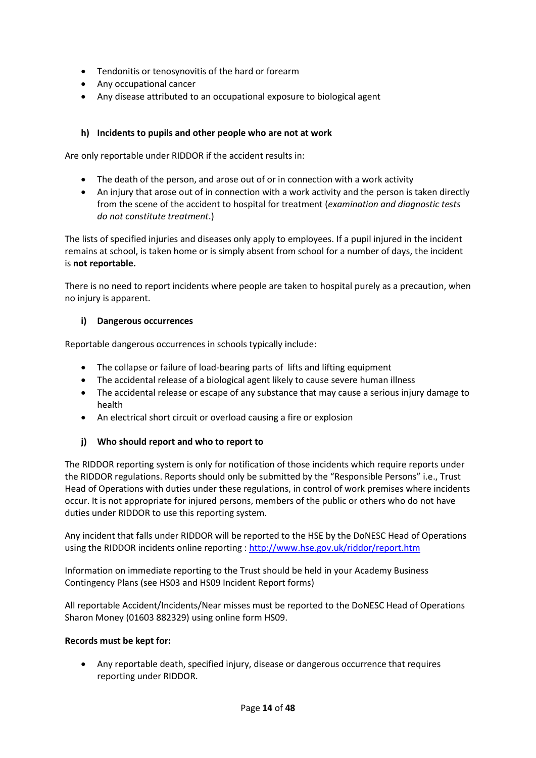- Tendonitis or tenosynovitis of the hard or forearm
- Any occupational cancer
- Any disease attributed to an occupational exposure to biological agent

### h) Incidents to pupils and other people who are not at work

Are only reportable under RIDDOR if the accident results in:

- The death of the person, and arose out of or in connection with a work activity
- An injury that arose out of in connection with a work activity and the person is taken directly from the scene of the accident to hospital for treatment (*examination and diagnostic tests do not constitute treatment*.)

The lists of specified injuries and diseases only apply to employees. If a pupil injured in the incident remains at school, is taken home or is simply absent from school for a number of days, the incident is **not reportable.**

There is no need to report incidents where people are taken to hospital purely as a precaution, when no injury is apparent.

### i) Dangerous occurrences

Reportable dangerous occurrences in schools typically include:

- The collapse or failure of load-bearing parts of lifts and lifting equipment
- The accidental release of a biological agent likely to cause severe human illness
- The accidental release or escape of any substance that may cause a serious injury damage to health
- An electrical short circuit or overload causing a fire or explosion

### j) Who should report and who to report to

The RIDDOR reporting system is only for notification of those incidents which require reports under the RIDDOR regulations. Reports should only be submitted by the "Responsible Persons" i.e., Trust Head of Operations with duties under these regulations, in control of work premises where incidents occur. It is not appropriate for injured persons, members of the public or others who do not have duties under RIDDOR to use this reporting system.

Any incident that falls under RIDDOR will be reported to the HSE by the DoNESC Head of Operations using the RIDDOR incidents online reporting : [http://www.hse.gov.uk/riddor/report.htm](http://www.hse.gov.uk/riddor/report.htm)

Information on immediate reporting to the Trust should be held in your Academy Business Contingency Plans (see HS03 and HS09 Incident Report forms)

All reportable Accident/Incidents/Near misses must be reported to the DoNESC Head of Operations Sharon Money (01603 882329) using online form HS09.

**Records must be kept for:**

- Any reportable death, specified injury, disease or dangerous occurrence that requires reporting under RIDDOR.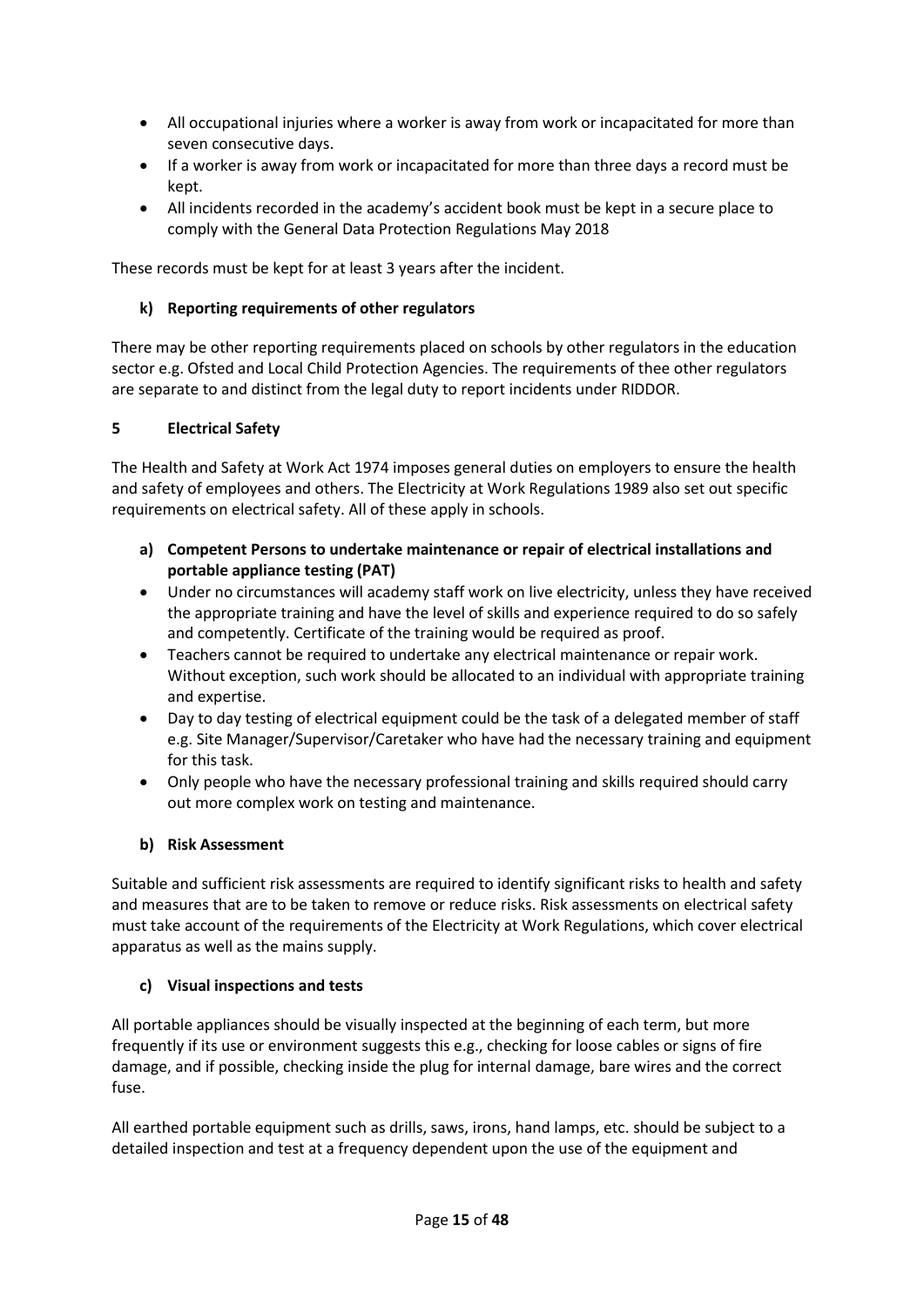- All occupational injuries where a worker is away from work or incapacitated for more than seven consecutive days.
- If a worker is away from work or incapacitated for more than three days a record must be kept.
- All incidents recorded in the academy's accident book must be kept in a secure place to comply with the General Data Protection Regulations May 2018

These records must be kept for at least 3 years after the incident.

### k) Reporting requirements of other regulators

There may be other reporting requirements placed on schools by other regulators in the education sector e.g. Ofsted and Local Child Protection Agencies. The requirements of thee other regulators are separate to and distinct from the legal duty to report incidents under RIDDOR.

## 5 Electrical Safety

The Health and Safety at Work Act 1974 imposes general duties on employers to ensure the health and safety of employees and others. The Electricity at Work Regulations 1989 also set out specific requirements on electrical safety. All of these apply in schools.

### a) Competent Persons to undertake maintenance or repair of electrical installations and portable appliance testing (PAT)

- Under no circumstances will academy staff work on live electricity, unless they have received the appropriate training and have the level of skills and experience required to do so safely and competently. Certificate of the training would be required as proof.
- Teachers cannot be required to undertake any electrical maintenance or repair work. Without exception, such work should be allocated to an individual with appropriate training and expertise.
- Day to day testing of electrical equipment could be the task of a delegated member of staff e.g. Site Manager/Supervisor/Caretaker who have had the necessary training and equipment for this task.
- Only people who have the necessary professional training and skills required should carry out more complex work on testing and maintenance.

### b) Risk Assessment

Suitable and sufficient risk assessments are required to identify significant risks to health and safety and measures that are to be taken to remove or reduce risks. Risk assessments on electrical safety must take account of the requirements of the Electricity at Work Regulations, which cover electrical apparatus as well as the mains supply.

### c) Visual inspections and tests

All portable appliances should be visually inspected at the beginning of each term, but more frequently if its use or environment suggests this e.g., checking for loose cables or signs of fire damage, and if possible, checking inside the plug for internal damage, bare wires and the correct fuse.

All earthed portable equipment such as drills, saws, irons, hand lamps, etc. should be subject to a detailed inspection and test at a frequency dependent upon the use of the equipment and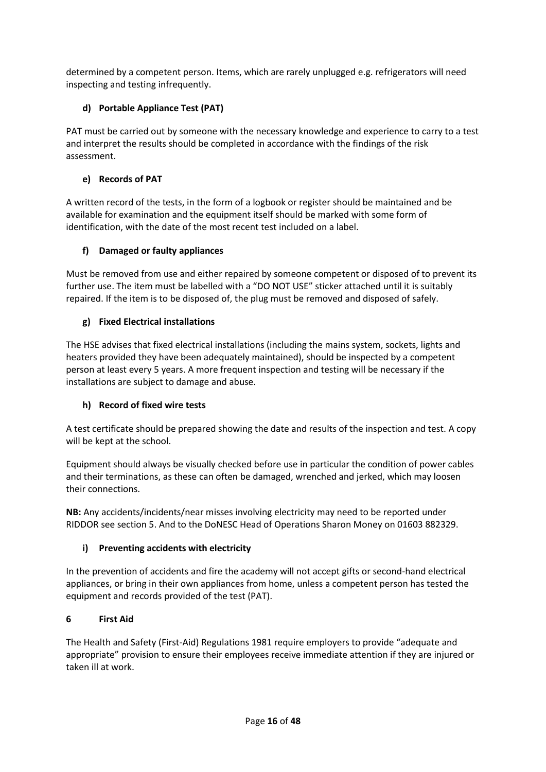determined by a competent person. Items, which are rarely unplugged e.g. refrigerators will need inspecting and testing infrequently.

#### d) Portable Appliance Test (PAT)

PAT must be carried out by someone with the necessary knowledge and experience to carry to a test and interpret the results should be completed in accordance with the findings of the risk assessment.

#### e) Records of PAT

A written record of the tests, in the form of a logbook or register should be maintained and be available for examination and the equipment itself should be marked with some form of identification, with the date of the most recent test included on a label.

#### f) Damaged or faulty appliances

Must be removed from use and either repaired by someone competent or disposed of to prevent its further use. The item must be labelled with a "DO NOT USE" sticker attached until it is suitably repaired. If the item is to be disposed of, the plug must be removed and disposed of safely.

#### g) Fixed Electrical installations

The HSE advises that fixed electrical installations (including the mains system, sockets, lights and heaters provided they have been adequately maintained), should be inspected by a competent person at least every 5 years. A more frequent inspection and testing will be necessary if the installations are subject to damage and abuse.

#### h) Record of fixed wire tests

A test certificate should be prepared showing the date and results of the inspection and test. A copy will be kept at the school.

Equipment should always be visually checked before use in particular the condition of power cables and their terminations, as these can often be damaged, wrenched and jerked, which may loosen their connections.

**NB:** Any accidents/incidents/near misses involving electricity may need to be reported under RIDDOR see section 5. And to the DoNESC Head of Operations Sharon Money on 01603 882329.

#### i) Preventing accidents with electricity

In the prevention of accidents and fire the academy will not accept gifts or second-hand electrical appliances, or bring in their own appliances from home, unless a competent person has tested the equipment and records provided of the test (PAT).

### 6 First Aid

The Health and Safety (First-Aid) Regulations 1981 require employers to provide "adequate and appropriate" provision to ensure their employees receive immediate attention if they are injured or taken ill at work.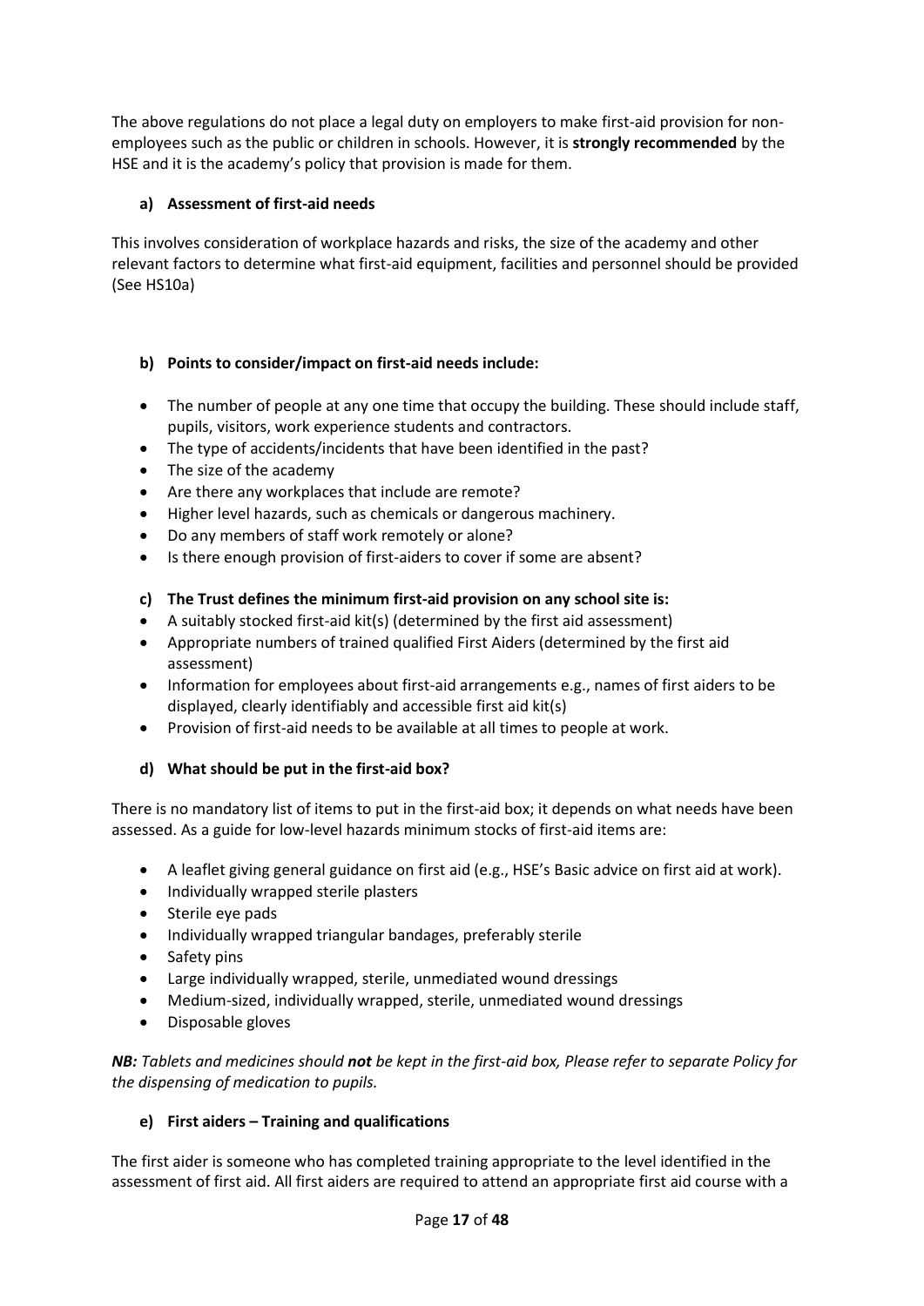The above regulations do not place a legal duty on employers to make first-aid provision for non-employees such as the public or children in schools. However, it is **strongly recommended** by the HSE and it is the academy's policy that provision is made for them.

**a) Assessment of first-aid needs**

This involves consideration of workplace hazards and risks, the size of the academy and other relevant factors to determine what first-aid equipment, facilities and personnel should be provided (See HS10a)

**b) Points to consider/impact on first-aid needs include:**

- The number of people at any one time that occupy the building. These should include staff, pupils, visitors, work experience students and contractors.
- The type of accidents/incidents that have been identified in the past?
- The size of the academy
- Are there any workplaces that include are remote?
- Higher level hazards, such as chemicals or dangerous machinery.
- Do any members of staff work remotely or alone?
- Is there enough provision of first-aiders to cover if some are absent?

**c) The Trust defines the minimum first-aid provision on any school site is:**

- A suitably stocked first-aid kit(s) (determined by the first aid assessment)
- Appropriate numbers of trained qualified First Aiders (determined by the first aid assessment)
- Information for employees about first-aid arrangements e.g., names of first aiders to be displayed, clearly identifiably and accessible first aid kit(s)
- Provision of first-aid needs to be available at all times to people at work.

**d) What should be put in the first-aid box?**

There is no mandatory list of items to put in the first-aid box; it depends on what needs have been assessed. As a guide for low-level hazards minimum stocks of first-aid items are:

- A leaflet giving general guidance on first aid (e.g., HSE's Basic advice on first aid at work).
- Individually wrapped sterile plasters
- Sterile eye pads
- Individually wrapped triangular bandages, preferably sterile
- Safety pins
- Large individually wrapped, sterile, unmediated wound dressings
- Medium-sized, individually wrapped, sterile, unmediated wound dressings
- Disposable gloves

***NB:** Tablets and medicines should **not** be kept in the first-aid box, Please refer to separate Policy for the dispensing of medication to pupils.*

**e) First aiders – Training and qualifications**

The first aider is someone who has completed training appropriate to the level identified in the assessment of first aid. All first aiders are required to attend an appropriate first aid course with a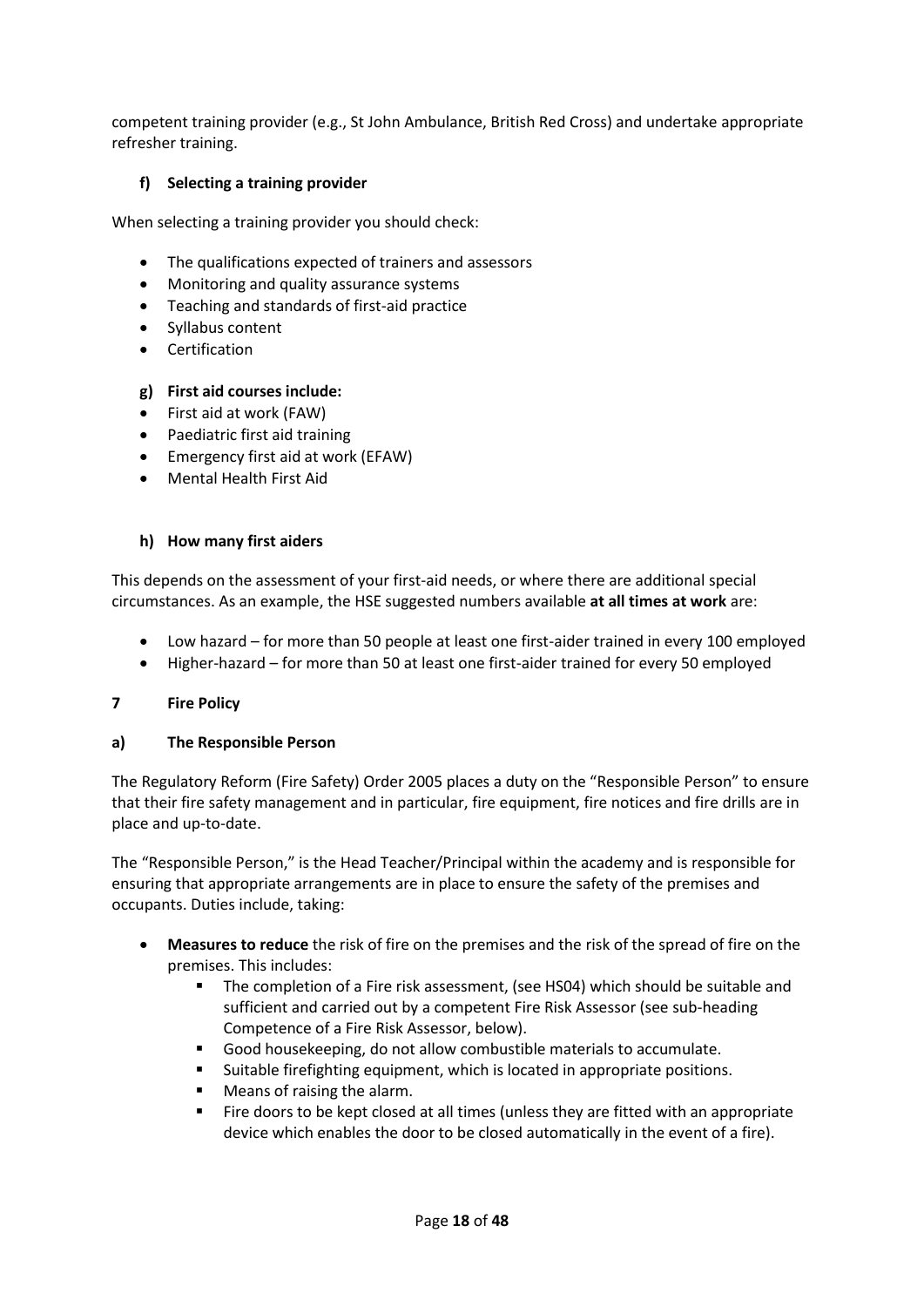competent training provider (e.g., St John Ambulance, British Red Cross) and undertake appropriate refresher training.

#### f) Selecting a training provider

When selecting a training provider you should check:

- The qualifications expected of trainers and assessors
- Monitoring and quality assurance systems
- Teaching and standards of first-aid practice
- Syllabus content
- Certification

#### g) First aid courses include:

- First aid at work (FAW)
- Paediatric first aid training
- Emergency first aid at work (EFAW)
- Mental Health First Aid

#### h) How many first aiders

This depends on the assessment of your first-aid needs, or where there are additional special circumstances. As an example, the HSE suggested numbers available **at all times at work** are:

- Low hazard – for more than 50 people at least one first-aider trained in every 100 employed
- Higher-hazard – for more than 50 at least one first-aider trained for every 50 employed

## 7 Fire Policy

### a) The Responsible Person

The Regulatory Reform (Fire Safety) Order 2005 places a duty on the "Responsible Person" to ensure that their fire safety management and in particular, fire equipment, fire notices and fire drills are in place and up-to-date.

The "Responsible Person," is the Head Teacher/Principal within the academy and is responsible for ensuring that appropriate arrangements are in place to ensure the safety of the premises and occupants. Duties include, taking:

- **Measures to reduce** the risk of fire on the premises and the risk of the spread of fire on the premises. This includes:
  - The completion of a Fire risk assessment, (see HS04) which should be suitable and sufficient and carried out by a competent Fire Risk Assessor (see sub-heading Competence of a Fire Risk Assessor, below).
  - Good housekeeping, do not allow combustible materials to accumulate.
  - Suitable firefighting equipment, which is located in appropriate positions.
  - Means of raising the alarm.
  - Fire doors to be kept closed at all times (unless they are fitted with an appropriate device which enables the door to be closed automatically in the event of a fire).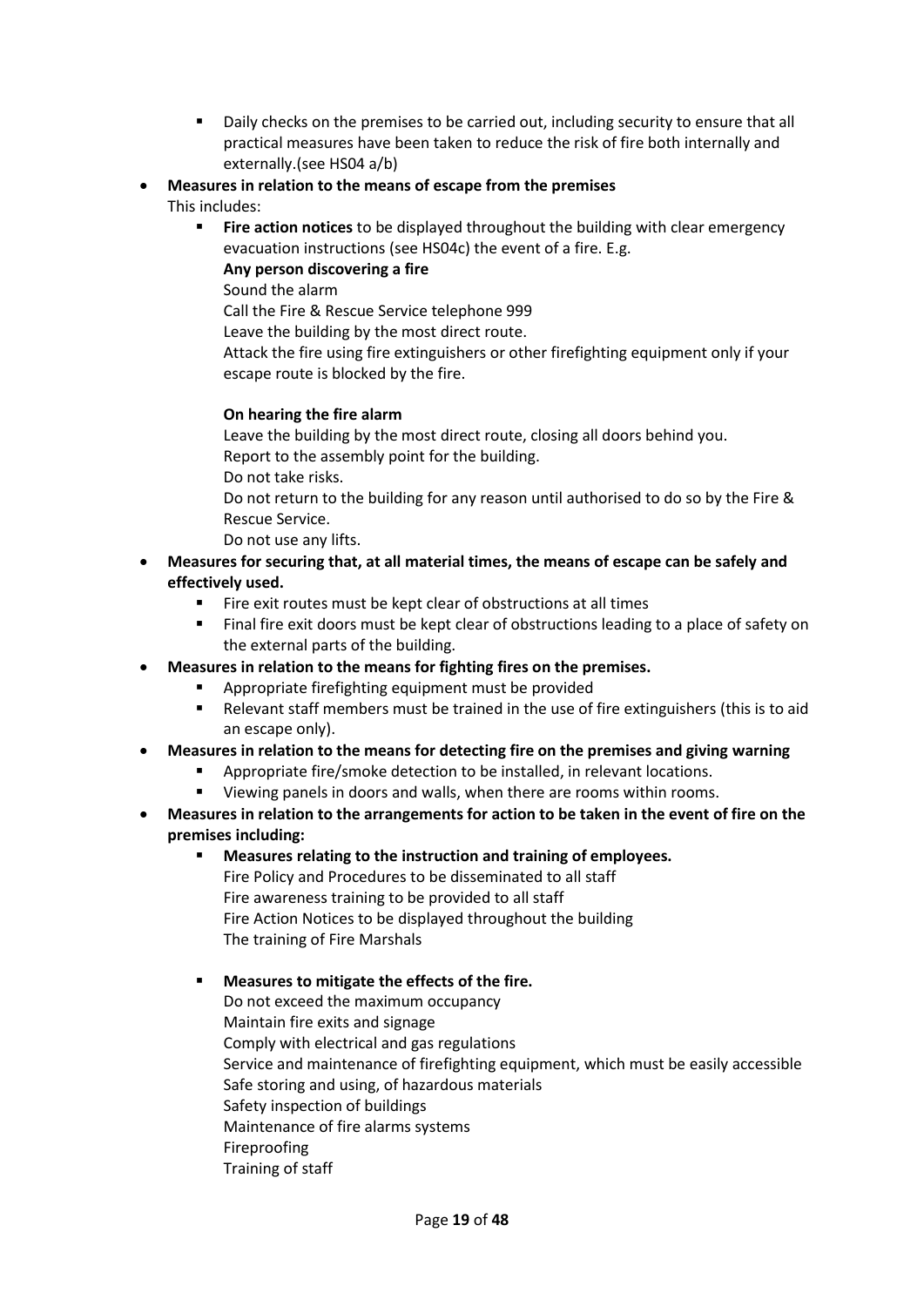- Daily checks on the premises to be carried out, including security to ensure that all practical measures have been taken to reduce the risk of fire both internally and externally.(see HS04 a/b)

- **Measures in relation to the means of escape from the premises**
  This includes:
  - **Fire action notices** to be displayed throughout the building with clear emergency evacuation instructions (see HS04c) the event of a fire. E.g.

    **Any person discovering a fire**

    Sound the alarm

    Call the Fire & Rescue Service telephone 999

    Leave the building by the most direct route.

    Attack the fire using fire extinguishers or other firefighting equipment only if your escape route is blocked by the fire.

    **On hearing the fire alarm**

    Leave the building by the most direct route, closing all doors behind you.

    Report to the assembly point for the building.

    Do not take risks.

    Do not return to the building for any reason until authorised to do so by the Fire & Rescue Service.

    Do not use any lifts.

- **Measures for securing that, at all material times, the means of escape can be safely and effectively used.**
  - Fire exit routes must be kept clear of obstructions at all times
  - Final fire exit doors must be kept clear of obstructions leading to a place of safety on the external parts of the building.
- **Measures in relation to the means for fighting fires on the premises.**
  - Appropriate firefighting equipment must be provided
  - Relevant staff members must be trained in the use of fire extinguishers (this is to aid an escape only).
- **Measures in relation to the means for detecting fire on the premises and giving warning**
  - Appropriate fire/smoke detection to be installed, in relevant locations.
  - Viewing panels in doors and walls, when there are rooms within rooms.
- **Measures in relation to the arrangements for action to be taken in the event of fire on the premises including:**
  - **Measures relating to the instruction and training of employees.**

    Fire Policy and Procedures to be disseminated to all staff

    Fire awareness training to be provided to all staff

    Fire Action Notices to be displayed throughout the building

    The training of Fire Marshals

  - **Measures to mitigate the effects of the fire.**

    Do not exceed the maximum occupancy

    Maintain fire exits and signage

    Comply with electrical and gas regulations

    Service and maintenance of firefighting equipment, which must be easily accessible

    Safe storing and using, of hazardous materials

    Safety inspection of buildings

    Maintenance of fire alarms systems

    Fireproofing

    Training of staff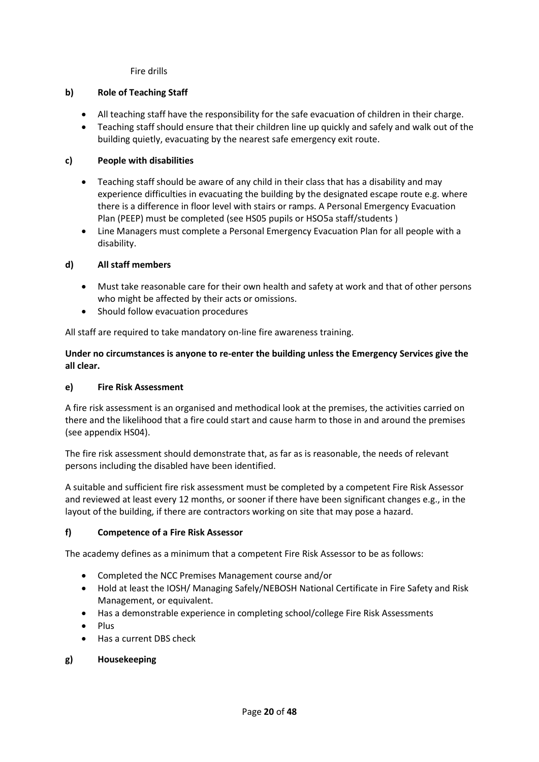Fire drills

#### b) Role of Teaching Staff

- All teaching staff have the responsibility for the safe evacuation of children in their charge.
- Teaching staff should ensure that their children line up quickly and safely and walk out of the building quietly, evacuating by the nearest safe emergency exit route.

#### c) People with disabilities

- Teaching staff should be aware of any child in their class that has a disability and may experience difficulties in evacuating the building by the designated escape route e.g. where there is a difference in floor level with stairs or ramps. A Personal Emergency Evacuation Plan (PEEP) must be completed (see HS05 pupils or HSO5a staff/students )
- Line Managers must complete a Personal Emergency Evacuation Plan for all people with a disability.

#### d) All staff members

- Must take reasonable care for their own health and safety at work and that of other persons who might be affected by their acts or omissions.
- Should follow evacuation procedures

All staff are required to take mandatory on-line fire awareness training.

**Under no circumstances is anyone to re-enter the building unless the Emergency Services give the all clear.**

#### e) Fire Risk Assessment

A fire risk assessment is an organised and methodical look at the premises, the activities carried on there and the likelihood that a fire could start and cause harm to those in and around the premises (see appendix HS04).

The fire risk assessment should demonstrate that, as far as is reasonable, the needs of relevant persons including the disabled have been identified.

A suitable and sufficient fire risk assessment must be completed by a competent Fire Risk Assessor and reviewed at least every 12 months, or sooner if there have been significant changes e.g., in the layout of the building, if there are contractors working on site that may pose a hazard.

#### f) Competence of a Fire Risk Assessor

The academy defines as a minimum that a competent Fire Risk Assessor to be as follows:

- Completed the NCC Premises Management course and/or
- Hold at least the IOSH/ Managing Safely/NEBOSH National Certificate in Fire Safety and Risk Management, or equivalent.
- Has a demonstrable experience in completing school/college Fire Risk Assessments
- Plus
- Has a current DBS check

#### g) Housekeeping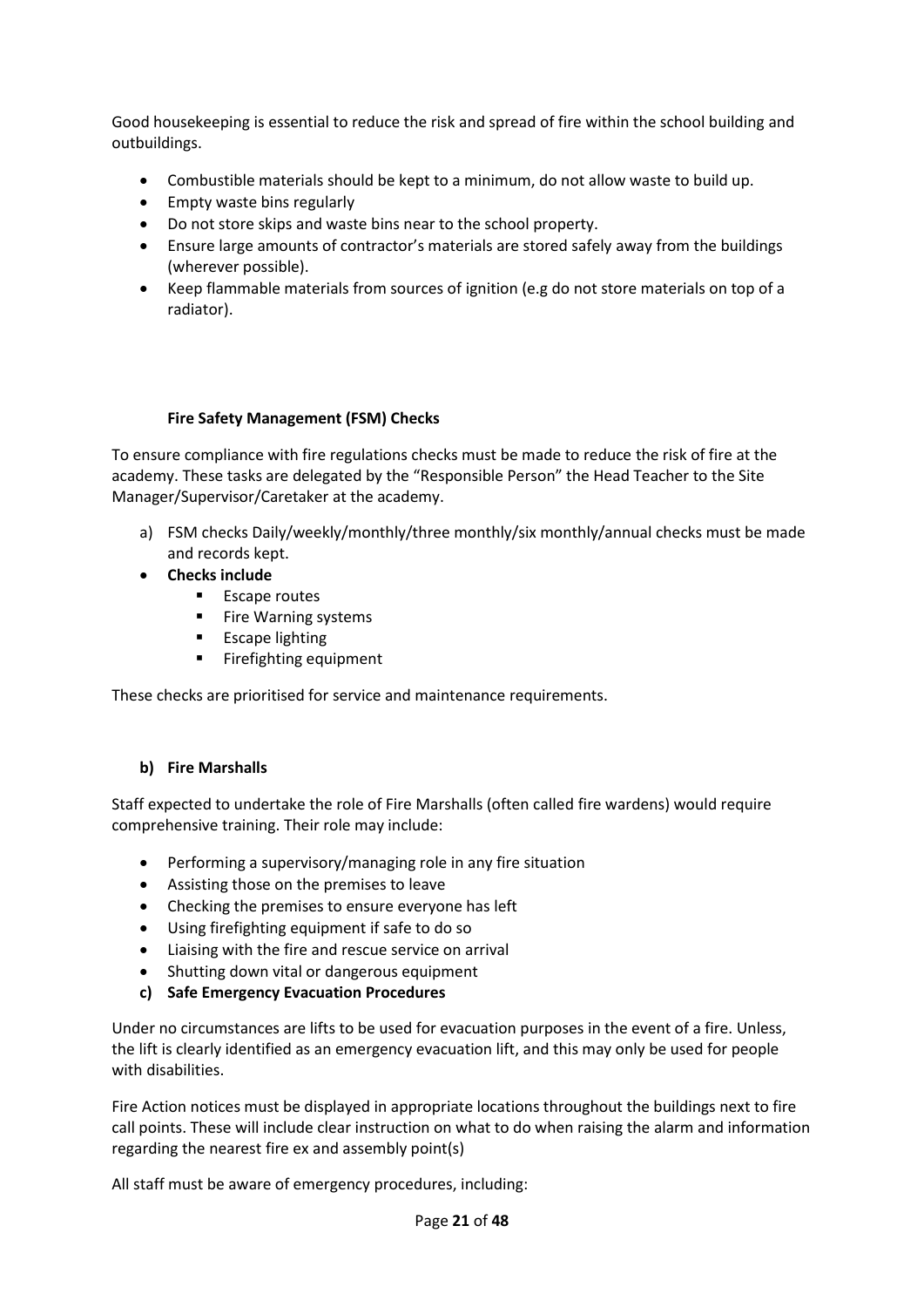Good housekeeping is essential to reduce the risk and spread of fire within the school building and outbuildings.

- Combustible materials should be kept to a minimum, do not allow waste to build up.
- Empty waste bins regularly
- Do not store skips and waste bins near to the school property.
- Ensure large amounts of contractor's materials are stored safely away from the buildings (wherever possible).
- Keep flammable materials from sources of ignition (e.g do not store materials on top of a radiator).

**Fire Safety Management (FSM) Checks**

To ensure compliance with fire regulations checks must be made to reduce the risk of fire at the academy. These tasks are delegated by the "Responsible Person" the Head Teacher to the Site Manager/Supervisor/Caretaker at the academy.

a) FSM checks Daily/weekly/monthly/three monthly/six monthly/annual checks must be made and records kept.

- **Checks include**
  - Escape routes
  - Fire Warning systems
  - Escape lighting
  - Firefighting equipment

These checks are prioritised for service and maintenance requirements.

**b) Fire Marshalls**

Staff expected to undertake the role of Fire Marshalls (often called fire wardens) would require comprehensive training. Their role may include:

- Performing a supervisory/managing role in any fire situation
- Assisting those on the premises to leave
- Checking the premises to ensure everyone has left
- Using firefighting equipment if safe to do so
- Liaising with the fire and rescue service on arrival
- Shutting down vital or dangerous equipment

**c) Safe Emergency Evacuation Procedures**

Under no circumstances are lifts to be used for evacuation purposes in the event of a fire. Unless, the lift is clearly identified as an emergency evacuation lift, and this may only be used for people with disabilities.

Fire Action notices must be displayed in appropriate locations throughout the buildings next to fire call points. These will include clear instruction on what to do when raising the alarm and information regarding the nearest fire ex and assembly point(s)

All staff must be aware of emergency procedures, including: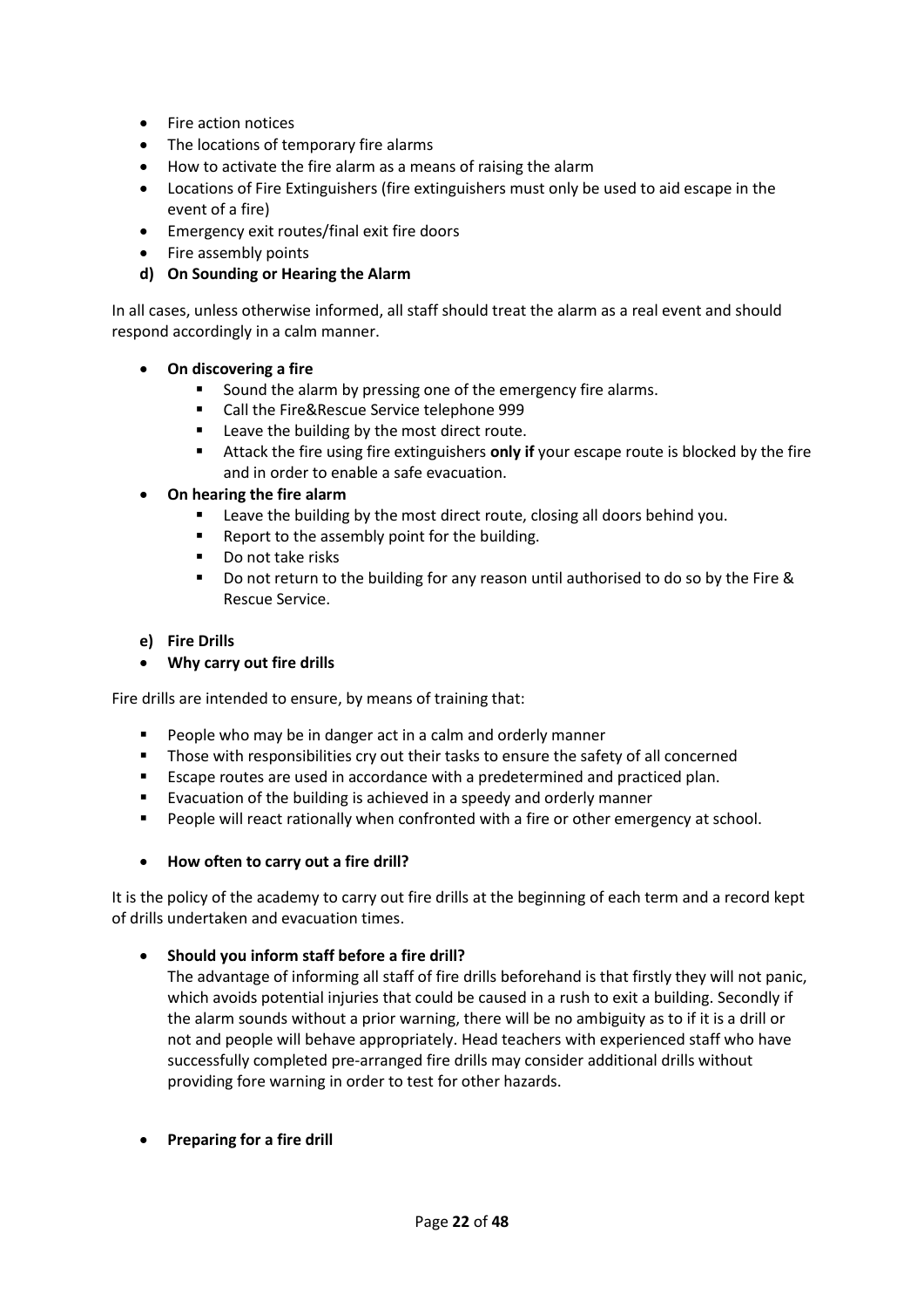- Fire action notices
- The locations of temporary fire alarms
- How to activate the fire alarm as a means of raising the alarm
- Locations of Fire Extinguishers (fire extinguishers must only be used to aid escape in the event of a fire)
- Emergency exit routes/final exit fire doors
- Fire assembly points

**d) On Sounding or Hearing the Alarm**

In all cases, unless otherwise informed, all staff should treat the alarm as a real event and should respond accordingly in a calm manner.

- **On discovering a fire**
    - Sound the alarm by pressing one of the emergency fire alarms.
    - Call the Fire&Rescue Service telephone 999
    - Leave the building by the most direct route.
    - Attack the fire using fire extinguishers **only if** your escape route is blocked by the fire and in order to enable a safe evacuation.
- **On hearing the fire alarm**
    - Leave the building by the most direct route, closing all doors behind you.
    - Report to the assembly point for the building.
    - Do not take risks
    - Do not return to the building for any reason until authorised to do so by the Fire & Rescue Service.

**e) Fire Drills**

- **Why carry out fire drills**

Fire drills are intended to ensure, by means of training that:

- People who may be in danger act in a calm and orderly manner
- Those with responsibilities cry out their tasks to ensure the safety of all concerned
- Escape routes are used in accordance with a predetermined and practiced plan.
- Evacuation of the building is achieved in a speedy and orderly manner
- People will react rationally when confronted with a fire or other emergency at school.

- **How often to carry out a fire drill?**

It is the policy of the academy to carry out fire drills at the beginning of each term and a record kept of drills undertaken and evacuation times.

- **Should you inform staff before a fire drill?**

  The advantage of informing all staff of fire drills beforehand is that firstly they will not panic, which avoids potential injuries that could be caused in a rush to exit a building. Secondly if the alarm sounds without a prior warning, there will be no ambiguity as to if it is a drill or not and people will behave appropriately. Head teachers with experienced staff who have successfully completed pre-arranged fire drills may consider additional drills without providing fore warning in order to test for other hazards.

- **Preparing for a fire drill**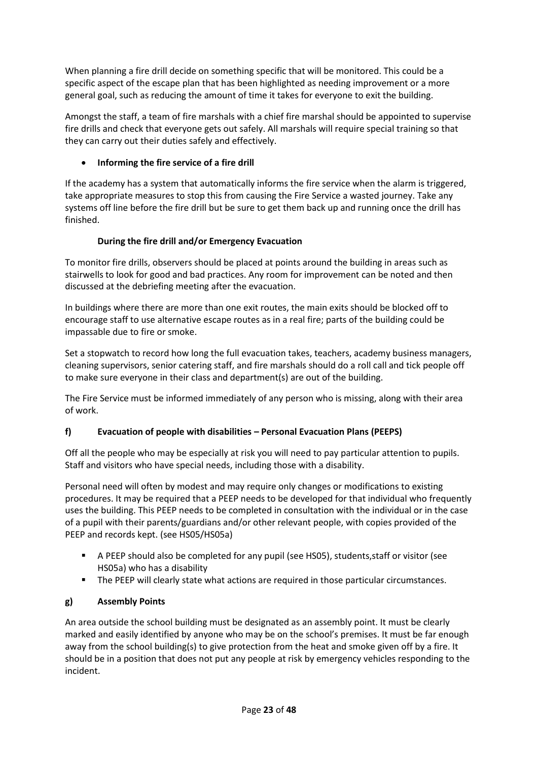When planning a fire drill decide on something specific that will be monitored. This could be a specific aspect of the escape plan that has been highlighted as needing improvement or a more general goal, such as reducing the amount of time it takes for everyone to exit the building.

Amongst the staff, a team of fire marshals with a chief fire marshal should be appointed to supervise fire drills and check that everyone gets out safely. All marshals will require special training so that they can carry out their duties safely and effectively.

- **Informing the fire service of a fire drill**

If the academy has a system that automatically informs the fire service when the alarm is triggered, take appropriate measures to stop this from causing the Fire Service a wasted journey. Take any systems off line before the fire drill but be sure to get them back up and running once the drill has finished.

**During the fire drill and/or Emergency Evacuation**

To monitor fire drills, observers should be placed at points around the building in areas such as stairwells to look for good and bad practices. Any room for improvement can be noted and then discussed at the debriefing meeting after the evacuation.

In buildings where there are more than one exit routes, the main exits should be blocked off to encourage staff to use alternative escape routes as in a real fire; parts of the building could be impassable due to fire or smoke.

Set a stopwatch to record how long the full evacuation takes, teachers, academy business managers, cleaning supervisors, senior catering staff, and fire marshals should do a roll call and tick people off to make sure everyone in their class and department(s) are out of the building.

The Fire Service must be informed immediately of any person who is missing, along with their area of work.

### f) Evacuation of people with disabilities – Personal Evacuation Plans (PEEPS)

Off all the people who may be especially at risk you will need to pay particular attention to pupils. Staff and visitors who have special needs, including those with a disability.

Personal need will often by modest and may require only changes or modifications to existing procedures. It may be required that a PEEP needs to be developed for that individual who frequently uses the building. This PEEP needs to be completed in consultation with the individual or in the case of a pupil with their parents/guardians and/or other relevant people, with copies provided of the PEEP and records kept. (see HS05/HS05a)

- A PEEP should also be completed for any pupil (see HS05), students,staff or visitor (see HS05a) who has a disability
- The PEEP will clearly state what actions are required in those particular circumstances.

### g) Assembly Points

An area outside the school building must be designated as an assembly point. It must be clearly marked and easily identified by anyone who may be on the school's premises. It must be far enough away from the school building(s) to give protection from the heat and smoke given off by a fire. It should be in a position that does not put any people at risk by emergency vehicles responding to the incident.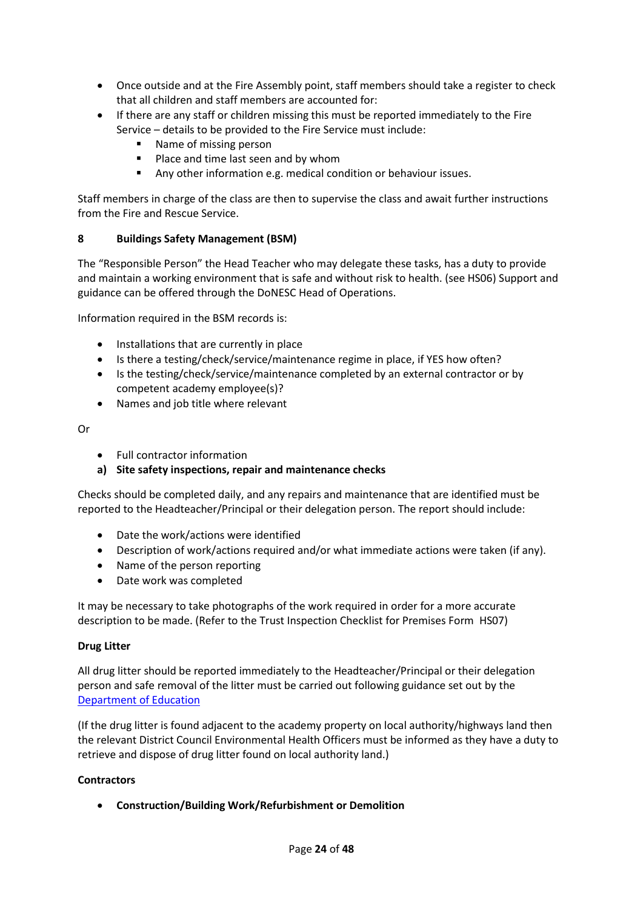- Once outside and at the Fire Assembly point, staff members should take a register to check that all children and staff members are accounted for:
- If there are any staff or children missing this must be reported immediately to the Fire Service – details to be provided to the Fire Service must include:
  - Name of missing person
  - Place and time last seen and by whom
  - Any other information e.g. medical condition or behaviour issues.

Staff members in charge of the class are then to supervise the class and await further instructions from the Fire and Rescue Service.

## 8 Buildings Safety Management (BSM)

The "Responsible Person" the Head Teacher who may delegate these tasks, has a duty to provide and maintain a working environment that is safe and without risk to health. (see HS06) Support and guidance can be offered through the DoNESC Head of Operations.

Information required in the BSM records is:

- Installations that are currently in place
- Is there a testing/check/service/maintenance regime in place, if YES how often?
- Is the testing/check/service/maintenance completed by an external contractor or by competent academy employee(s)?
- Names and job title where relevant

Or

- Full contractor information

### a) Site safety inspections, repair and maintenance checks

Checks should be completed daily, and any repairs and maintenance that are identified must be reported to the Headteacher/Principal or their delegation person. The report should include:

- Date the work/actions were identified
- Description of work/actions required and/or what immediate actions were taken (if any).
- Name of the person reporting
- Date work was completed

It may be necessary to take photographs of the work required in order for a more accurate description to be made. (Refer to the Trust Inspection Checklist for Premises Form HS07)

**Drug Litter**

All drug litter should be reported immediately to the Headteacher/Principal or their delegation person and safe removal of the litter must be carried out following guidance set out by the Department of Education

(If the drug litter is found adjacent to the academy property on local authority/highways land then the relevant District Council Environmental Health Officers must be informed as they have a duty to retrieve and dispose of drug litter found on local authority land.)

**Contractors**

- **Construction/Building Work/Refurbishment or Demolition**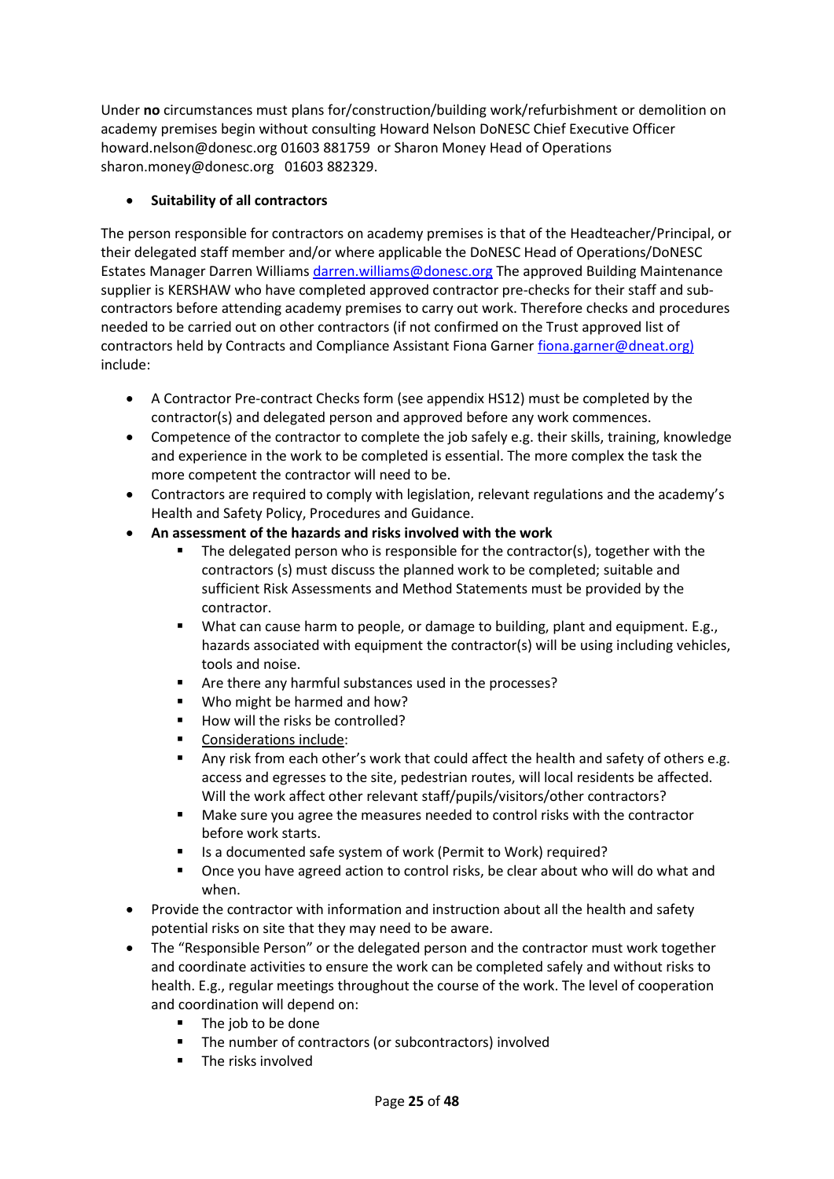Under **no** circumstances must plans for/construction/building work/refurbishment or demolition on academy premises begin without consulting Howard Nelson DoNESC Chief Executive Officer howard.nelson@donesc.org 01603 881759 or Sharon Money Head of Operations sharon.money@donesc.org 01603 882329.

- **Suitability of all contractors**

The person responsible for contractors on academy premises is that of the Headteacher/Principal, or their delegated staff member and/or where applicable the DoNESC Head of Operations/DoNESC Estates Manager Darren Williams darren.williams@donesc.org The approved Building Maintenance supplier is KERSHAW who have completed approved contractor pre-checks for their staff and sub-contractors before attending academy premises to carry out work. Therefore checks and procedures needed to be carried out on other contractors (if not confirmed on the Trust approved list of contractors held by Contracts and Compliance Assistant Fiona Garner fiona.garner@dneat.org) include:

- A Contractor Pre-contract Checks form (see appendix HS12) must be completed by the contractor(s) and delegated person and approved before any work commences.
- Competence of the contractor to complete the job safely e.g. their skills, training, knowledge and experience in the work to be completed is essential. The more complex the task the more competent the contractor will need to be.
- Contractors are required to comply with legislation, relevant regulations and the academy's Health and Safety Policy, Procedures and Guidance.
- **An assessment of the hazards and risks involved with the work**
  - The delegated person who is responsible for the contractor(s), together with the contractors (s) must discuss the planned work to be completed; suitable and sufficient Risk Assessments and Method Statements must be provided by the contractor.
  - What can cause harm to people, or damage to building, plant and equipment. E.g., hazards associated with equipment the contractor(s) will be using including vehicles, tools and noise.
  - Are there any harmful substances used in the processes?
  - Who might be harmed and how?
  - How will the risks be controlled?
  - Considerations include:
  - Any risk from each other's work that could affect the health and safety of others e.g. access and egresses to the site, pedestrian routes, will local residents be affected. Will the work affect other relevant staff/pupils/visitors/other contractors?
  - Make sure you agree the measures needed to control risks with the contractor before work starts.
  - Is a documented safe system of work (Permit to Work) required?
  - Once you have agreed action to control risks, be clear about who will do what and when.
- Provide the contractor with information and instruction about all the health and safety potential risks on site that they may need to be aware.
- The "Responsible Person" or the delegated person and the contractor must work together and coordinate activities to ensure the work can be completed safely and without risks to health. E.g., regular meetings throughout the course of the work. The level of cooperation and coordination will depend on:
  - The job to be done
  - The number of contractors (or subcontractors) involved
  - The risks involved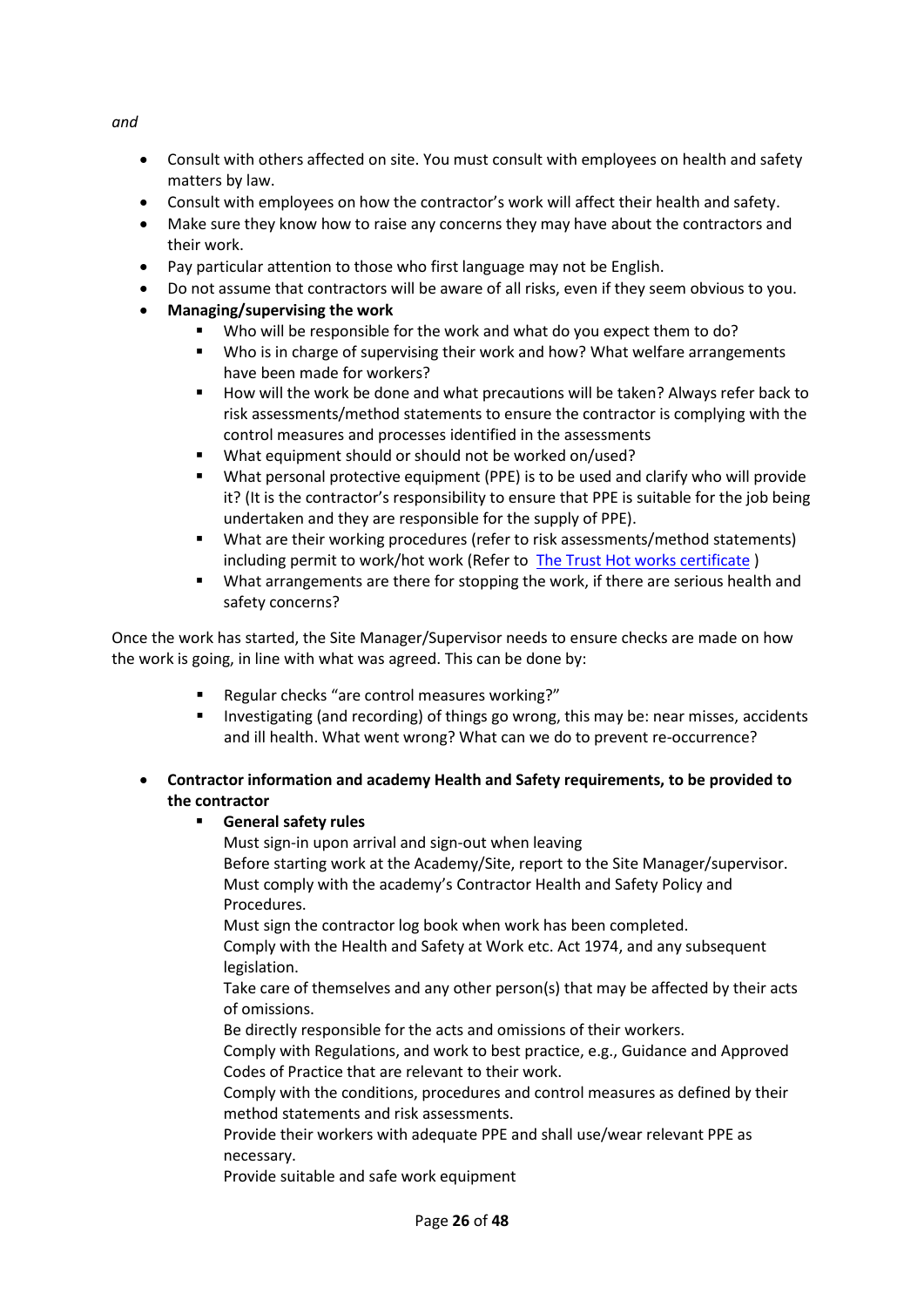*and*

- Consult with others affected on site. You must consult with employees on health and safety matters by law.
- Consult with employees on how the contractor's work will affect their health and safety.
- Make sure they know how to raise any concerns they may have about the contractors and their work.
- Pay particular attention to those who first language may not be English.
- Do not assume that contractors will be aware of all risks, even if they seem obvious to you.
- **Managing/supervising the work**
  - Who will be responsible for the work and what do you expect them to do?
  - Who is in charge of supervising their work and how? What welfare arrangements have been made for workers?
  - How will the work be done and what precautions will be taken? Always refer back to risk assessments/method statements to ensure the contractor is complying with the control measures and processes identified in the assessments
  - What equipment should or should not be worked on/used?
  - What personal protective equipment (PPE) is to be used and clarify who will provide it? (It is the contractor's responsibility to ensure that PPE is suitable for the job being undertaken and they are responsible for the supply of PPE).
  - What are their working procedures (refer to risk assessments/method statements) including permit to work/hot work (Refer to The Trust Hot works certificate )
  - What arrangements are there for stopping the work, if there are serious health and safety concerns?

Once the work has started, the Site Manager/Supervisor needs to ensure checks are made on how the work is going, in line with what was agreed. This can be done by:

- Regular checks "are control measures working?"
- Investigating (and recording) of things go wrong, this may be: near misses, accidents and ill health. What went wrong? What can we do to prevent re-occurrence?

- **Contractor information and academy Health and Safety requirements, to be provided to the contractor**
  - **General safety rules**

    Must sign-in upon arrival and sign-out when leaving
    Before starting work at the Academy/Site, report to the Site Manager/supervisor.
    Must comply with the academy's Contractor Health and Safety Policy and Procedures.
    Must sign the contractor log book when work has been completed.
    Comply with the Health and Safety at Work etc. Act 1974, and any subsequent legislation.
    Take care of themselves and any other person(s) that may be affected by their acts of omissions.
    Be directly responsible for the acts and omissions of their workers.
    Comply with Regulations, and work to best practice, e.g., Guidance and Approved Codes of Practice that are relevant to their work.
    Comply with the conditions, procedures and control measures as defined by their method statements and risk assessments.
    Provide their workers with adequate PPE and shall use/wear relevant PPE as necessary.
    Provide suitable and safe work equipment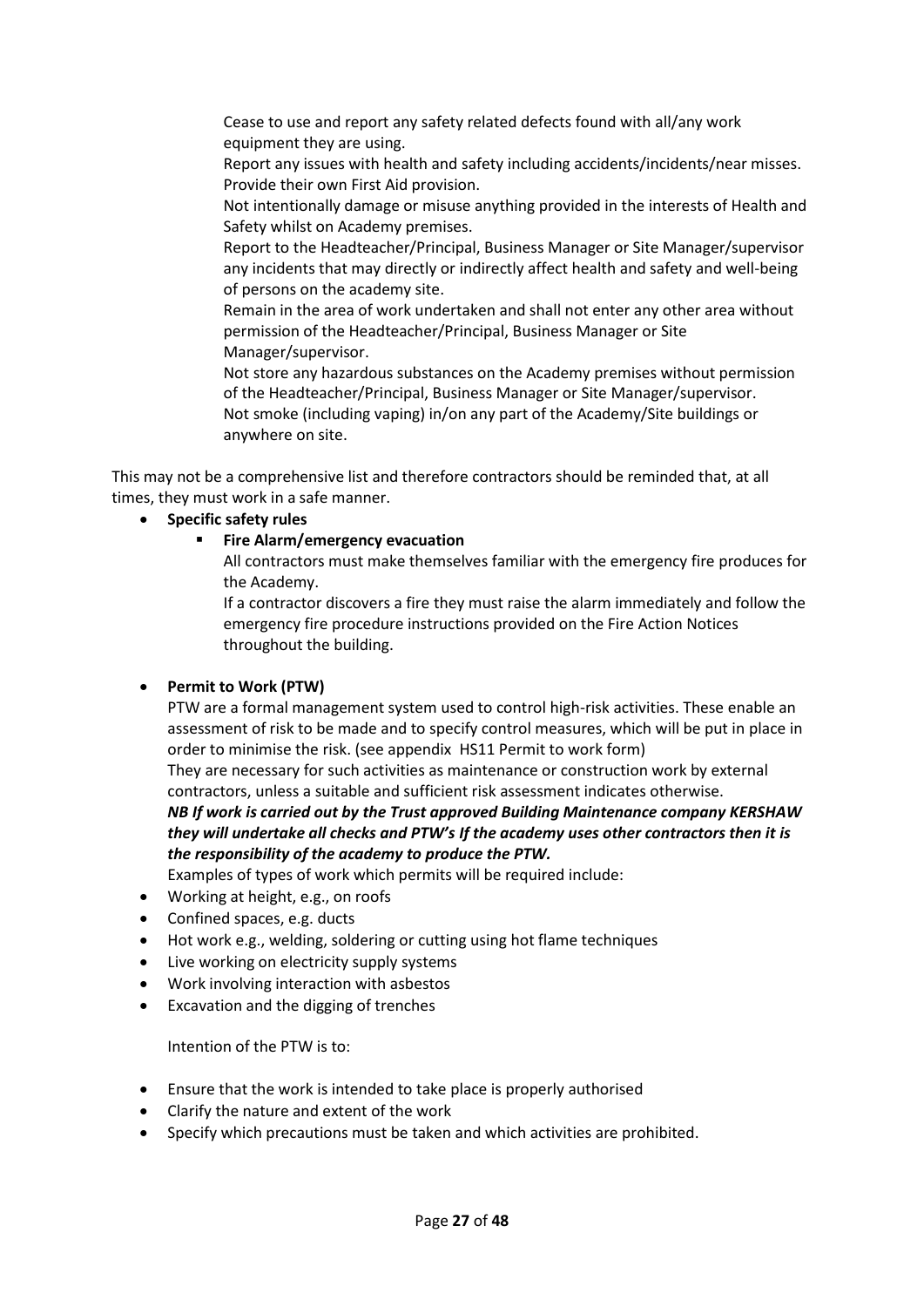Cease to use and report any safety related defects found with all/any work equipment they are using.
Report any issues with health and safety including accidents/incidents/near misses.
Provide their own First Aid provision.
Not intentionally damage or misuse anything provided in the interests of Health and Safety whilst on Academy premises.
Report to the Headteacher/Principal, Business Manager or Site Manager/supervisor any incidents that may directly or indirectly affect health and safety and well-being of persons on the academy site.
Remain in the area of work undertaken and shall not enter any other area without permission of the Headteacher/Principal, Business Manager or Site Manager/supervisor.
Not store any hazardous substances on the Academy premises without permission of the Headteacher/Principal, Business Manager or Site Manager/supervisor.
Not smoke (including vaping) in/on any part of the Academy/Site buildings or anywhere on site.

This may not be a comprehensive list and therefore contractors should be reminded that, at all times, they must work in a safe manner.

- **Specific safety rules**
  - **Fire Alarm/emergency evacuation**

    All contractors must make themselves familiar with the emergency fire produces for the Academy.

    If a contractor discovers a fire they must raise the alarm immediately and follow the emergency fire procedure instructions provided on the Fire Action Notices throughout the building.

- **Permit to Work (PTW)**

  PTW are a formal management system used to control high-risk activities. These enable an assessment of risk to be made and to specify control measures, which will be put in place in order to minimise the risk. (see appendix HS11 Permit to work form)

  They are necessary for such activities as maintenance or construction work by external contractors, unless a suitable and sufficient risk assessment indicates otherwise.

  ***NB If work is carried out by the Trust approved Building Maintenance company KERSHAW they will undertake all checks and PTW's If the academy uses other contractors then it is the responsibility of the academy to produce the PTW.***

  Examples of types of work which permits will be required include:

- Working at height, e.g., on roofs
- Confined spaces, e.g. ducts
- Hot work e.g., welding, soldering or cutting using hot flame techniques
- Live working on electricity supply systems
- Work involving interaction with asbestos
- Excavation and the digging of trenches

Intention of the PTW is to:

- Ensure that the work is intended to take place is properly authorised
- Clarify the nature and extent of the work
- Specify which precautions must be taken and which activities are prohibited.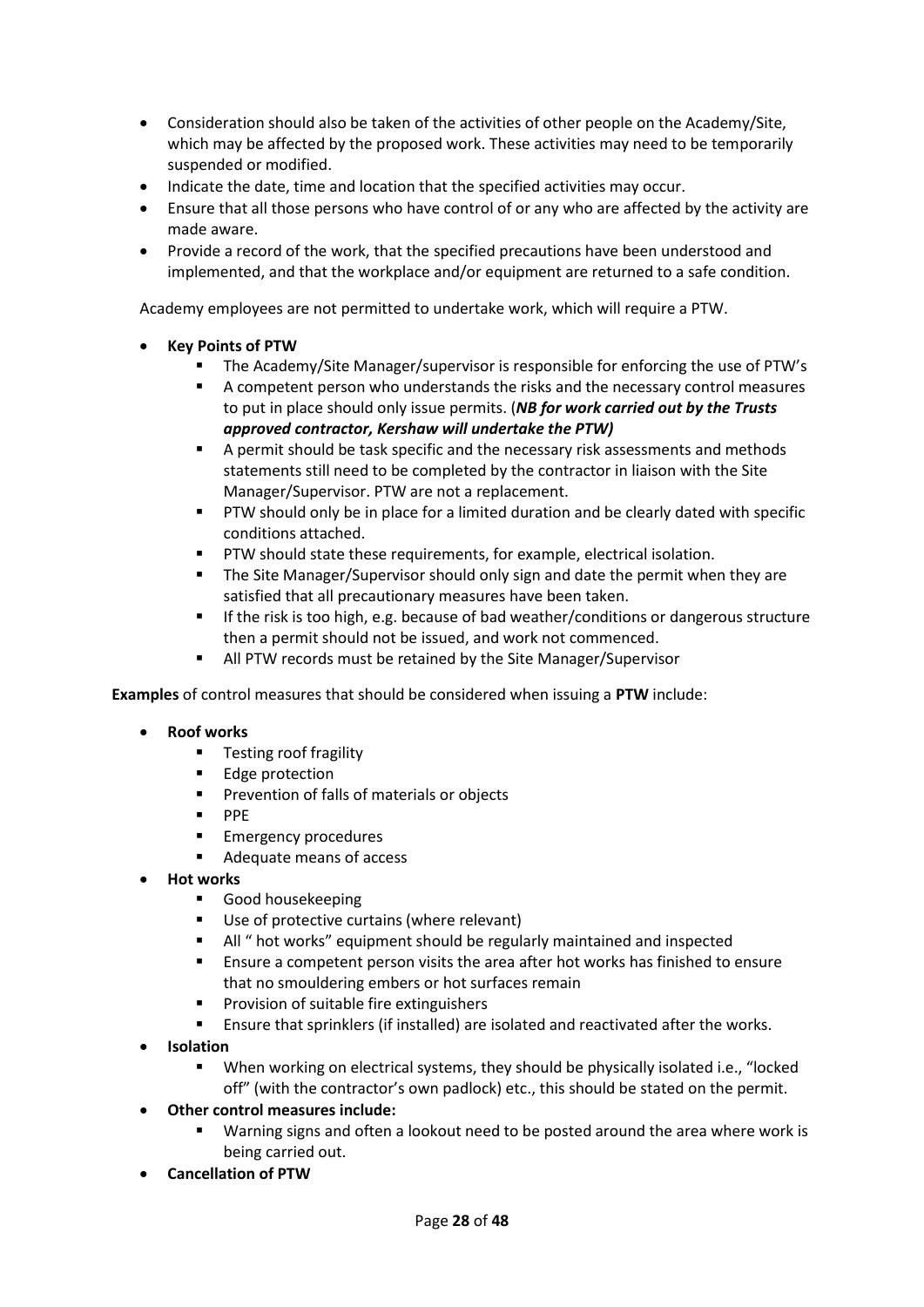- Consideration should also be taken of the activities of other people on the Academy/Site, which may be affected by the proposed work. These activities may need to be temporarily suspended or modified.
- Indicate the date, time and location that the specified activities may occur.
- Ensure that all those persons who have control of or any who are affected by the activity are made aware.
- Provide a record of the work, that the specified precautions have been understood and implemented, and that the workplace and/or equipment are returned to a safe condition.

Academy employees are not permitted to undertake work, which will require a PTW.

- **Key Points of PTW**
  - The Academy/Site Manager/supervisor is responsible for enforcing the use of PTW's
  - A competent person who understands the risks and the necessary control measures to put in place should only issue permits. (***NB for work carried out by the Trusts approved contractor, Kershaw will undertake the PTW)***
  - A permit should be task specific and the necessary risk assessments and methods statements still need to be completed by the contractor in liaison with the Site Manager/Supervisor. PTW are not a replacement.
  - PTW should only be in place for a limited duration and be clearly dated with specific conditions attached.
  - PTW should state these requirements, for example, electrical isolation.
  - The Site Manager/Supervisor should only sign and date the permit when they are satisfied that all precautionary measures have been taken.
  - If the risk is too high, e.g. because of bad weather/conditions or dangerous structure then a permit should not be issued, and work not commenced.
  - All PTW records must be retained by the Site Manager/Supervisor

**Examples** of control measures that should be considered when issuing a **PTW** include:

- **Roof works**
  - Testing roof fragility
  - Edge protection
  - Prevention of falls of materials or objects
  - PPE
  - Emergency procedures
  - Adequate means of access
- **Hot works**
  - Good housekeeping
  - Use of protective curtains (where relevant)
  - All " hot works" equipment should be regularly maintained and inspected
  - Ensure a competent person visits the area after hot works has finished to ensure that no smouldering embers or hot surfaces remain
  - Provision of suitable fire extinguishers
  - Ensure that sprinklers (if installed) are isolated and reactivated after the works.
- **Isolation**
  - When working on electrical systems, they should be physically isolated i.e., "locked off" (with the contractor's own padlock) etc., this should be stated on the permit.
- **Other control measures include:**
  - Warning signs and often a lookout need to be posted around the area where work is being carried out.
- **Cancellation of PTW**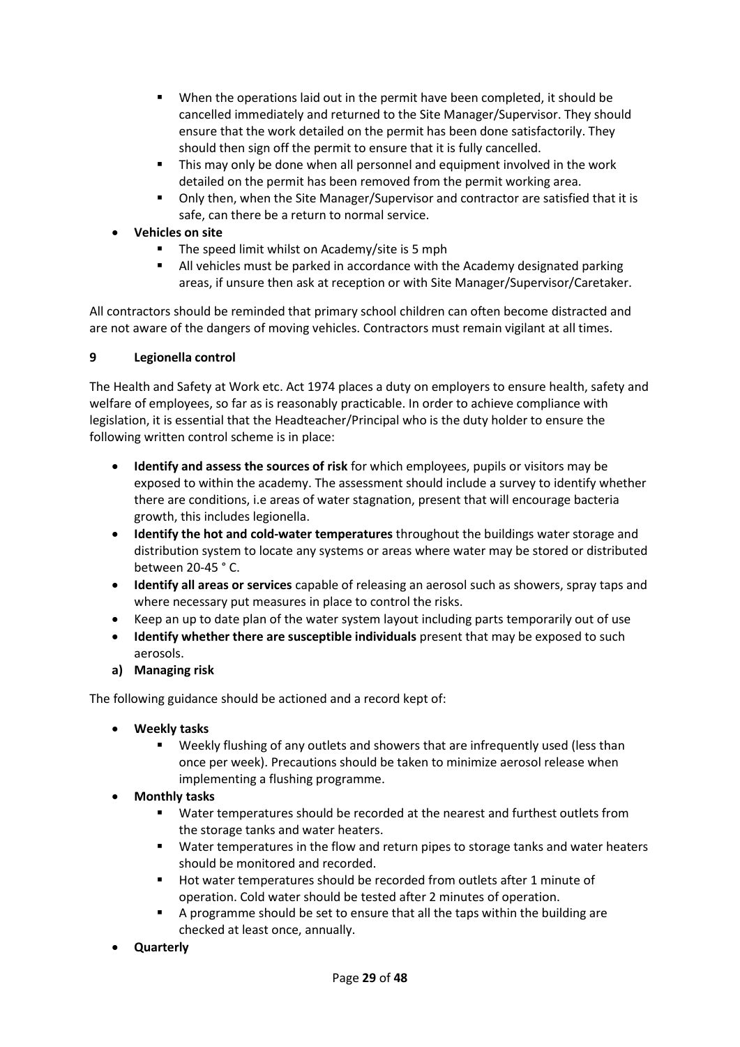- When the operations laid out in the permit have been completed, it should be cancelled immediately and returned to the Site Manager/Supervisor. They should ensure that the work detailed on the permit has been done satisfactorily. They should then sign off the permit to ensure that it is fully cancelled.
   - This may only be done when all personnel and equipment involved in the work detailed on the permit has been removed from the permit working area.
   - Only then, when the Site Manager/Supervisor and contractor are satisfied that it is safe, can there be a return to normal service.
- **Vehicles on site**
   - The speed limit whilst on Academy/site is 5 mph
   - All vehicles must be parked in accordance with the Academy designated parking areas, if unsure then ask at reception or with Site Manager/Supervisor/Caretaker.

All contractors should be reminded that primary school children can often become distracted and are not aware of the dangers of moving vehicles. Contractors must remain vigilant at all times.

**9 Legionella control**

The Health and Safety at Work etc. Act 1974 places a duty on employers to ensure health, safety and welfare of employees, so far as is reasonably practicable. In order to achieve compliance with legislation, it is essential that the Headteacher/Principal who is the duty holder to ensure the following written control scheme is in place:

- **Identify and assess the sources of risk** for which employees, pupils or visitors may be exposed to within the academy. The assessment should include a survey to identify whether there are conditions, i.e areas of water stagnation, present that will encourage bacteria growth, this includes legionella.
- **Identify the hot and cold-water temperatures** throughout the buildings water storage and distribution system to locate any systems or areas where water may be stored or distributed between 20-45 ° C.
- **Identify all areas or services** capable of releasing an aerosol such as showers, spray taps and where necessary put measures in place to control the risks.
- Keep an up to date plan of the water system layout including parts temporarily out of use
- **Identify whether there are susceptible individuals** present that may be exposed to such aerosols.

**a) Managing risk**

The following guidance should be actioned and a record kept of:

- **Weekly tasks**
   - Weekly flushing of any outlets and showers that are infrequently used (less than once per week). Precautions should be taken to minimize aerosol release when implementing a flushing programme.
- **Monthly tasks**
   - Water temperatures should be recorded at the nearest and furthest outlets from the storage tanks and water heaters.
   - Water temperatures in the flow and return pipes to storage tanks and water heaters should be monitored and recorded.
   - Hot water temperatures should be recorded from outlets after 1 minute of operation. Cold water should be tested after 2 minutes of operation.
   - A programme should be set to ensure that all the taps within the building are checked at least once, annually.
- **Quarterly**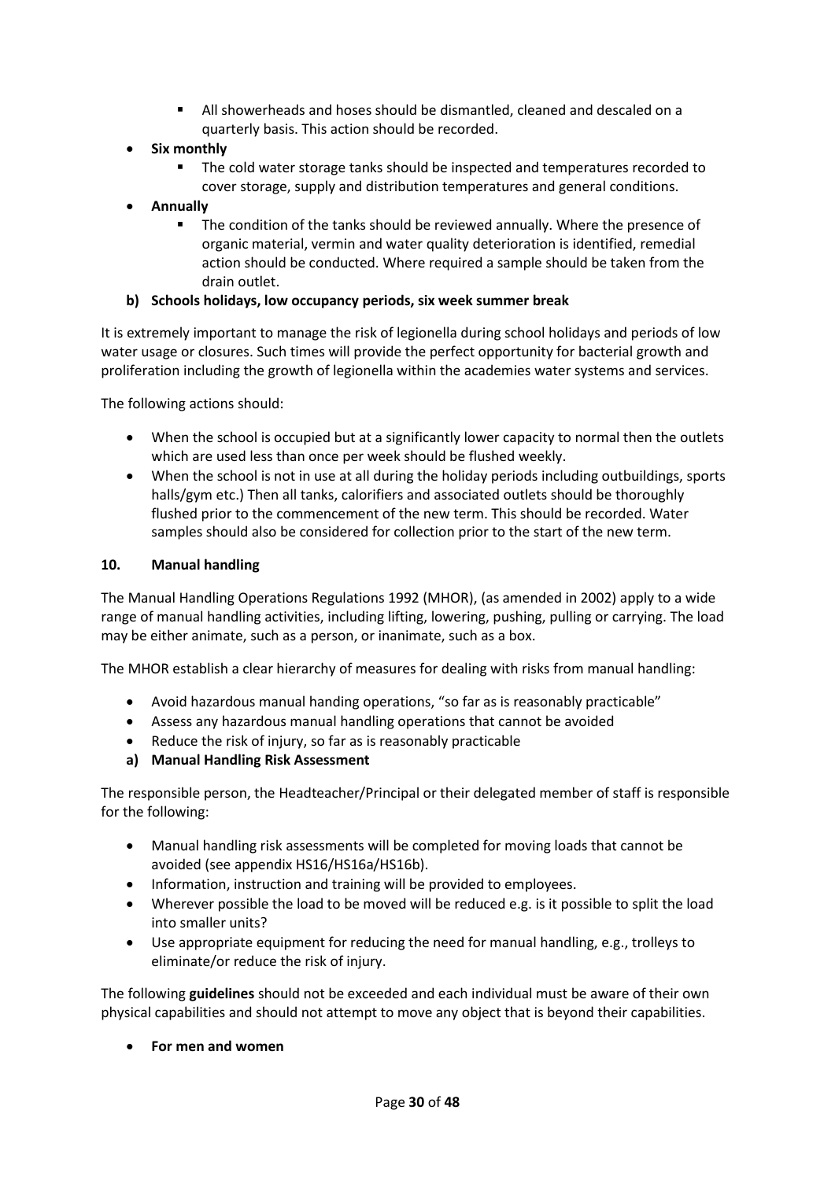- All showerheads and hoses should be dismantled, cleaned and descaled on a quarterly basis. This action should be recorded.
- **Six monthly**
    - The cold water storage tanks should be inspected and temperatures recorded to cover storage, supply and distribution temperatures and general conditions.
- **Annually**
    - The condition of the tanks should be reviewed annually. Where the presence of organic material, vermin and water quality deterioration is identified, remedial action should be conducted. Where required a sample should be taken from the drain outlet.

**b) Schools holidays, low occupancy periods, six week summer break**

It is extremely important to manage the risk of legionella during school holidays and periods of low water usage or closures. Such times will provide the perfect opportunity for bacterial growth and proliferation including the growth of legionella within the academies water systems and services.

The following actions should:

- When the school is occupied but at a significantly lower capacity to normal then the outlets which are used less than once per week should be flushed weekly.
- When the school is not in use at all during the holiday periods including outbuildings, sports halls/gym etc.) Then all tanks, calorifiers and associated outlets should be thoroughly flushed prior to the commencement of the new term. This should be recorded. Water samples should also be considered for collection prior to the start of the new term.

## 10. Manual handling

The Manual Handling Operations Regulations 1992 (MHOR), (as amended in 2002) apply to a wide range of manual handling activities, including lifting, lowering, pushing, pulling or carrying. The load may be either animate, such as a person, or inanimate, such as a box.

The MHOR establish a clear hierarchy of measures for dealing with risks from manual handling:

- Avoid hazardous manual handing operations, "so far as is reasonably practicable"
- Assess any hazardous manual handling operations that cannot be avoided
- Reduce the risk of injury, so far as is reasonably practicable

**a) Manual Handling Risk Assessment**

The responsible person, the Headteacher/Principal or their delegated member of staff is responsible for the following:

- Manual handling risk assessments will be completed for moving loads that cannot be avoided (see appendix HS16/HS16a/HS16b).
- Information, instruction and training will be provided to employees.
- Wherever possible the load to be moved will be reduced e.g. is it possible to split the load into smaller units?
- Use appropriate equipment for reducing the need for manual handling, e.g., trolleys to eliminate/or reduce the risk of injury.

The following **guidelines** should not be exceeded and each individual must be aware of their own physical capabilities and should not attempt to move any object that is beyond their capabilities.

- **For men and women**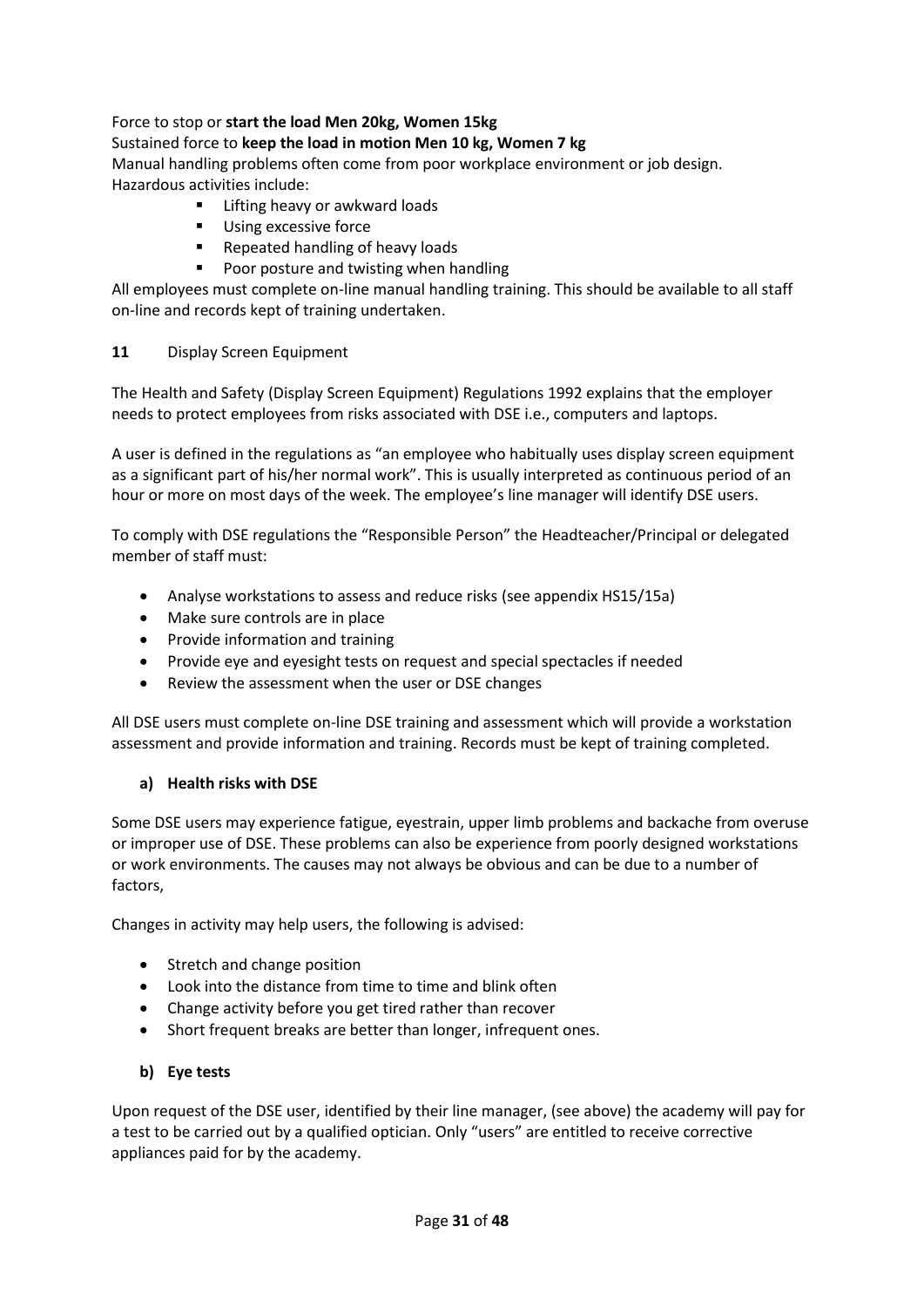Force to stop or **start the load Men 20kg, Women 15kg**

Sustained force to **keep the load in motion Men 10 kg, Women 7 kg**

Manual handling problems often come from poor workplace environment or job design.

Hazardous activities include:

- Lifting heavy or awkward loads
- Using excessive force
- Repeated handling of heavy loads
- Poor posture and twisting when handling

All employees must complete on-line manual handling training. This should be available to all staff on-line and records kept of training undertaken.

## 11 Display Screen Equipment

The Health and Safety (Display Screen Equipment) Regulations 1992 explains that the employer needs to protect employees from risks associated with DSE i.e., computers and laptops.

A user is defined in the regulations as "an employee who habitually uses display screen equipment as a significant part of his/her normal work". This is usually interpreted as continuous period of an hour or more on most days of the week. The employee's line manager will identify DSE users.

To comply with DSE regulations the "Responsible Person" the Headteacher/Principal or delegated member of staff must:

- Analyse workstations to assess and reduce risks (see appendix HS15/15a)
- Make sure controls are in place
- Provide information and training
- Provide eye and eyesight tests on request and special spectacles if needed
- Review the assessment when the user or DSE changes

All DSE users must complete on-line DSE training and assessment which will provide a workstation assessment and provide information and training. Records must be kept of training completed.

### a) Health risks with DSE

Some DSE users may experience fatigue, eyestrain, upper limb problems and backache from overuse or improper use of DSE. These problems can also be experience from poorly designed workstations or work environments. The causes may not always be obvious and can be due to a number of factors,

Changes in activity may help users, the following is advised:

- Stretch and change position
- Look into the distance from time to time and blink often
- Change activity before you get tired rather than recover
- Short frequent breaks are better than longer, infrequent ones.

### b) Eye tests

Upon request of the DSE user, identified by their line manager, (see above) the academy will pay for a test to be carried out by a qualified optician. Only "users" are entitled to receive corrective appliances paid for by the academy.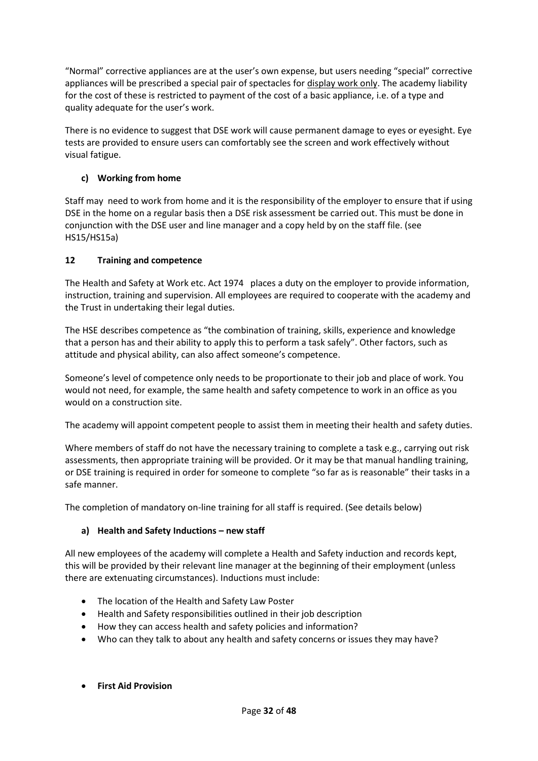“Normal” corrective appliances are at the user’s own expense, but users needing “special” corrective appliances will be prescribed a special pair of spectacles for display work only. The academy liability for the cost of these is restricted to payment of the cost of a basic appliance, i.e. of a type and quality adequate for the user’s work.

There is no evidence to suggest that DSE work will cause permanent damage to eyes or eyesight. Eye tests are provided to ensure users can comfortably see the screen and work effectively without visual fatigue.

### c) Working from home

Staff may need to work from home and it is the responsibility of the employer to ensure that if using DSE in the home on a regular basis then a DSE risk assessment be carried out. This must be done in conjunction with the DSE user and line manager and a copy held by on the staff file. (see HS15/HS15a)

## 12 Training and competence

The Health and Safety at Work etc. Act 1974 places a duty on the employer to provide information, instruction, training and supervision. All employees are required to cooperate with the academy and the Trust in undertaking their legal duties.

The HSE describes competence as “the combination of training, skills, experience and knowledge that a person has and their ability to apply this to perform a task safely”. Other factors, such as attitude and physical ability, can also affect someone’s competence.

Someone’s level of competence only needs to be proportionate to their job and place of work. You would not need, for example, the same health and safety competence to work in an office as you would on a construction site.

The academy will appoint competent people to assist them in meeting their health and safety duties.

Where members of staff do not have the necessary training to complete a task e.g., carrying out risk assessments, then appropriate training will be provided. Or it may be that manual handling training, or DSE training is required in order for someone to complete “so far as is reasonable” their tasks in a safe manner.

The completion of mandatory on-line training for all staff is required. (See details below)

### a) Health and Safety Inductions – new staff

All new employees of the academy will complete a Health and Safety induction and records kept, this will be provided by their relevant line manager at the beginning of their employment (unless there are extenuating circumstances). Inductions must include:

- The location of the Health and Safety Law Poster
- Health and Safety responsibilities outlined in their job description
- How they can access health and safety policies and information?
- Who can they talk to about any health and safety concerns or issues they may have?

- **First Aid Provision**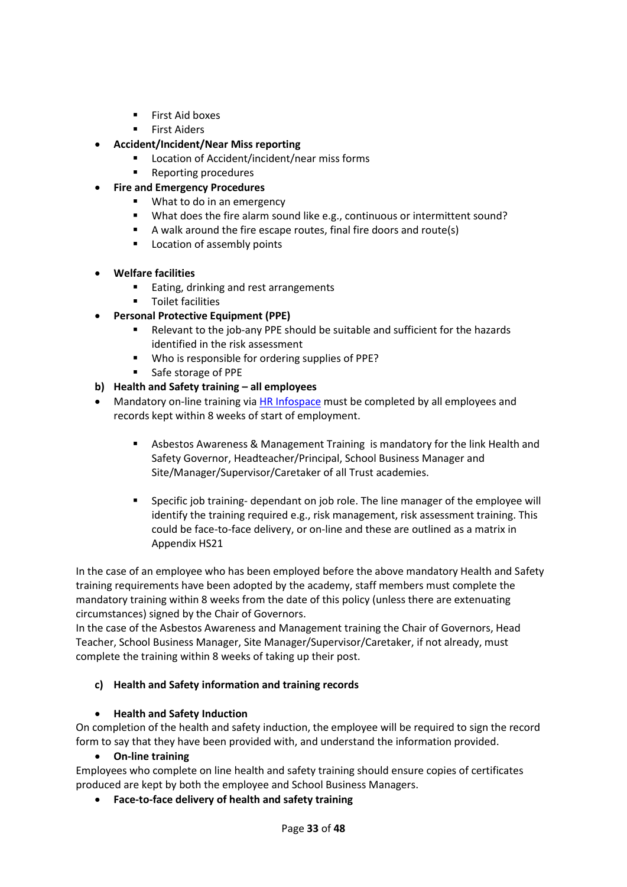- First Aid boxes
    - First Aiders
- **Accident/Incident/Near Miss reporting**
    - Location of Accident/incident/near miss forms
    - Reporting procedures
- **Fire and Emergency Procedures**
    - What to do in an emergency
    - What does the fire alarm sound like e.g., continuous or intermittent sound?
    - A walk around the fire escape routes, final fire doors and route(s)
    - Location of assembly points
- **Welfare facilities**
    - Eating, drinking and rest arrangements
    - Toilet facilities
- **Personal Protective Equipment (PPE)**
    - Relevant to the job-any PPE should be suitable and sufficient for the hazards identified in the risk assessment
    - Who is responsible for ordering supplies of PPE?
    - Safe storage of PPE

**b) Health and Safety training – all employees**

- Mandatory on-line training via [HR Infospace]() must be completed by all employees and records kept within 8 weeks of start of employment.
    - Asbestos Awareness & Management Training is mandatory for the link Health and Safety Governor, Headteacher/Principal, School Business Manager and Site/Manager/Supervisor/Caretaker of all Trust academies.
    - Specific job training- dependant on job role. The line manager of the employee will identify the training required e.g., risk management, risk assessment training. This could be face-to-face delivery, or on-line and these are outlined as a matrix in Appendix HS21

In the case of an employee who has been employed before the above mandatory Health and Safety training requirements have been adopted by the academy, staff members must complete the mandatory training within 8 weeks from the date of this policy (unless there are extenuating circumstances) signed by the Chair of Governors.
In the case of the Asbestos Awareness and Management training the Chair of Governors, Head Teacher, School Business Manager, Site Manager/Supervisor/Caretaker, if not already, must complete the training within 8 weeks of taking up their post.

**c) Health and Safety information and training records**

- **Health and Safety Induction**

On completion of the health and safety induction, the employee will be required to sign the record form to say that they have been provided with, and understand the information provided.

- **On-line training**

Employees who complete on line health and safety training should ensure copies of certificates produced are kept by both the employee and School Business Managers.

- **Face-to-face delivery of health and safety training**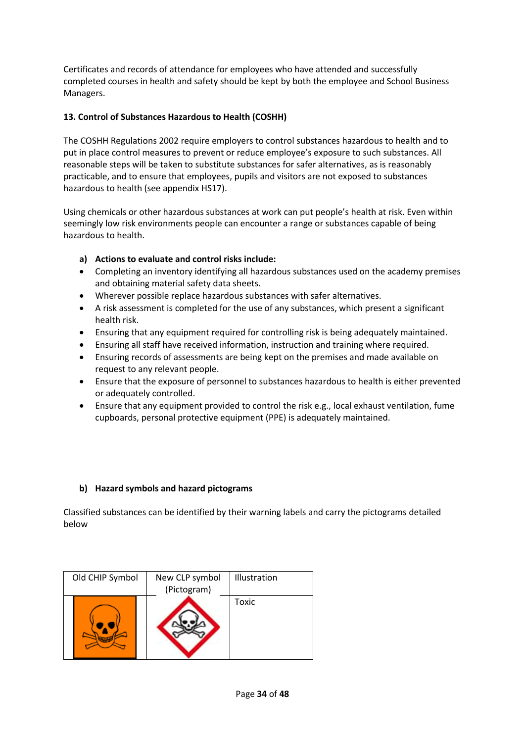Certificates and records of attendance for employees who have attended and successfully completed courses in health and safety should be kept by both the employee and School Business Managers.

### 13. Control of Substances Hazardous to Health (COSHH)

The COSHH Regulations 2002 require employers to control substances hazardous to health and to put in place control measures to prevent or reduce employee's exposure to such substances. All reasonable steps will be taken to substitute substances for safer alternatives, as is reasonably practicable, and to ensure that employees, pupils and visitors are not exposed to substances hazardous to health (see appendix HS17).

Using chemicals or other hazardous substances at work can put people's health at risk. Even within seemingly low risk environments people can encounter a range or substances capable of being hazardous to health.

**a) Actions to evaluate and control risks include:**

- Completing an inventory identifying all hazardous substances used on the academy premises and obtaining material safety data sheets.
- Wherever possible replace hazardous substances with safer alternatives.
- A risk assessment is completed for the use of any substances, which present a significant health risk.
- Ensuring that any equipment required for controlling risk is being adequately maintained.
- Ensuring all staff have received information, instruction and training where required.
- Ensuring records of assessments are being kept on the premises and made available on request to any relevant people.
- Ensure that the exposure of personnel to substances hazardous to health is either prevented or adequately controlled.
- Ensure that any equipment provided to control the risk e.g., local exhaust ventilation, fume cupboards, personal protective equipment (PPE) is adequately maintained.

**b) Hazard symbols and hazard pictograms**

Classified substances can be identified by their warning labels and carry the pictograms detailed below

| Old CHIP Symbol | New CLP symbol (Pictogram) | Illustration |
|---|---|---|
| | | Toxic |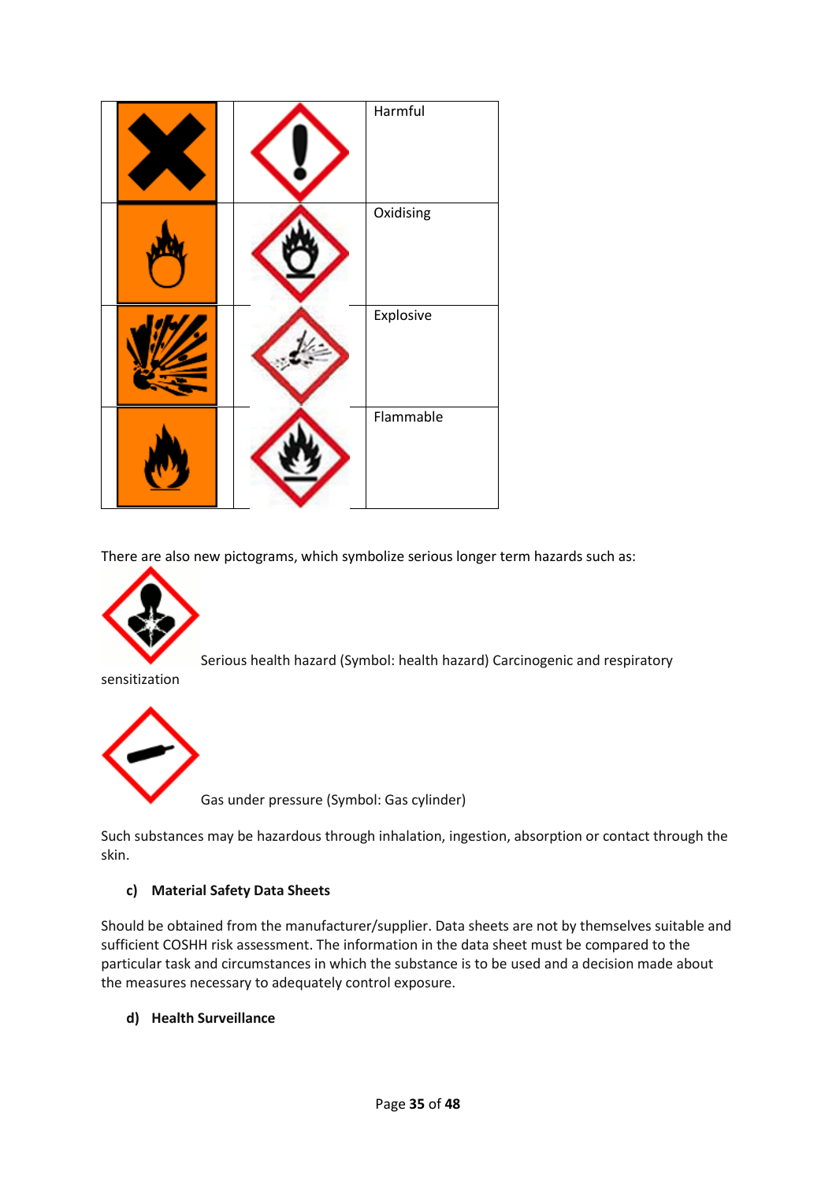|  |  | Harmful |
|---|---|---|
|  |  | Oxidising |
|  |  | Explosive |
|  |  | Flammable |

There are also new pictograms, which symbolize serious longer term hazards such as:

Serious health hazard (Symbol: health hazard) Carcinogenic and respiratory sensitization

Gas under pressure (Symbol: Gas cylinder)

Such substances may be hazardous through inhalation, ingestion, absorption or contact through the skin.

### c) Material Safety Data Sheets

Should be obtained from the manufacturer/supplier. Data sheets are not by themselves suitable and sufficient COSHH risk assessment. The information in the data sheet must be compared to the particular task and circumstances in which the substance is to be used and a decision made about the measures necessary to adequately control exposure.

### d) Health Surveillance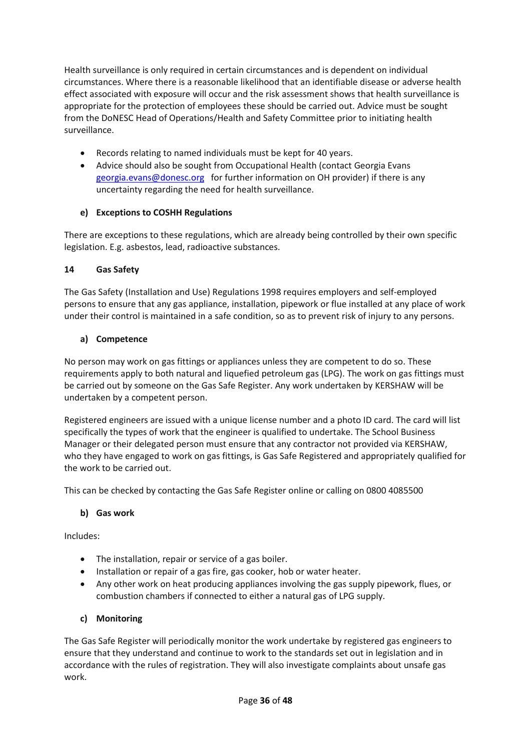Health surveillance is only required in certain circumstances and is dependent on individual circumstances. Where there is a reasonable likelihood that an identifiable disease or adverse health effect associated with exposure will occur and the risk assessment shows that health surveillance is appropriate for the protection of employees these should be carried out. Advice must be sought from the DoNESC Head of Operations/Health and Safety Committee prior to initiating health surveillance.

- Records relating to named individuals must be kept for 40 years.
- Advice should also be sought from Occupational Health (contact Georgia Evans georgia.evans@donesc.org for further information on OH provider) if there is any uncertainty regarding the need for health surveillance.

**e) Exceptions to COSHH Regulations**

There are exceptions to these regulations, which are already being controlled by their own specific legislation. E.g. asbestos, lead, radioactive substances.

## 14 Gas Safety

The Gas Safety (Installation and Use) Regulations 1998 requires employers and self-employed persons to ensure that any gas appliance, installation, pipework or flue installed at any place of work under their control is maintained in a safe condition, so as to prevent risk of injury to any persons.

**a) Competence**

No person may work on gas fittings or appliances unless they are competent to do so. These requirements apply to both natural and liquefied petroleum gas (LPG). The work on gas fittings must be carried out by someone on the Gas Safe Register. Any work undertaken by KERSHAW will be undertaken by a competent person.

Registered engineers are issued with a unique license number and a photo ID card. The card will list specifically the types of work that the engineer is qualified to undertake. The School Business Manager or their delegated person must ensure that any contractor not provided via KERSHAW, who they have engaged to work on gas fittings, is Gas Safe Registered and appropriately qualified for the work to be carried out.

This can be checked by contacting the Gas Safe Register online or calling on 0800 4085500

**b) Gas work**

Includes:

- The installation, repair or service of a gas boiler.
- Installation or repair of a gas fire, gas cooker, hob or water heater.
- Any other work on heat producing appliances involving the gas supply pipework, flues, or combustion chambers if connected to either a natural gas of LPG supply.

**c) Monitoring**

The Gas Safe Register will periodically monitor the work undertake by registered gas engineers to ensure that they understand and continue to work to the standards set out in legislation and in accordance with the rules of registration. They will also investigate complaints about unsafe gas work.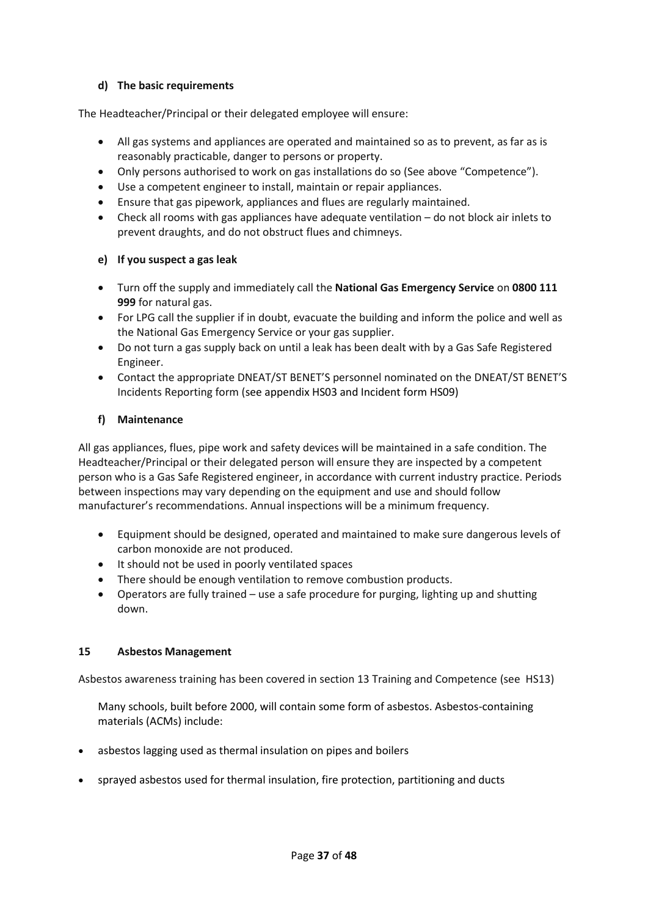#### d) The basic requirements

The Headteacher/Principal or their delegated employee will ensure:

- All gas systems and appliances are operated and maintained so as to prevent, as far as is reasonably practicable, danger to persons or property.
- Only persons authorised to work on gas installations do so (See above "Competence").
- Use a competent engineer to install, maintain or repair appliances.
- Ensure that gas pipework, appliances and flues are regularly maintained.
- Check all rooms with gas appliances have adequate ventilation – do not block air inlets to prevent draughts, and do not obstruct flues and chimneys.

#### e) If you suspect a gas leak

- Turn off the supply and immediately call the **National Gas Emergency Service** on **0800 111 999** for natural gas.
- For LPG call the supplier if in doubt, evacuate the building and inform the police and well as the National Gas Emergency Service or your gas supplier.
- Do not turn a gas supply back on until a leak has been dealt with by a Gas Safe Registered Engineer.
- Contact the appropriate DNEAT/ST BENET'S personnel nominated on the DNEAT/ST BENET'S Incidents Reporting form (see appendix HS03 and Incident form HS09)

#### f) Maintenance

All gas appliances, flues, pipe work and safety devices will be maintained in a safe condition. The Headteacher/Principal or their delegated person will ensure they are inspected by a competent person who is a Gas Safe Registered engineer, in accordance with current industry practice. Periods between inspections may vary depending on the equipment and use and should follow manufacturer's recommendations. Annual inspections will be a minimum frequency.

- Equipment should be designed, operated and maintained to make sure dangerous levels of carbon monoxide are not produced.
- It should not be used in poorly ventilated spaces
- There should be enough ventilation to remove combustion products.
- Operators are fully trained – use a safe procedure for purging, lighting up and shutting down.

### 15 Asbestos Management

Asbestos awareness training has been covered in section 13 Training and Competence (see HS13)

Many schools, built before 2000, will contain some form of asbestos. Asbestos-containing materials (ACMs) include:

- asbestos lagging used as thermal insulation on pipes and boilers
- sprayed asbestos used for thermal insulation, fire protection, partitioning and ducts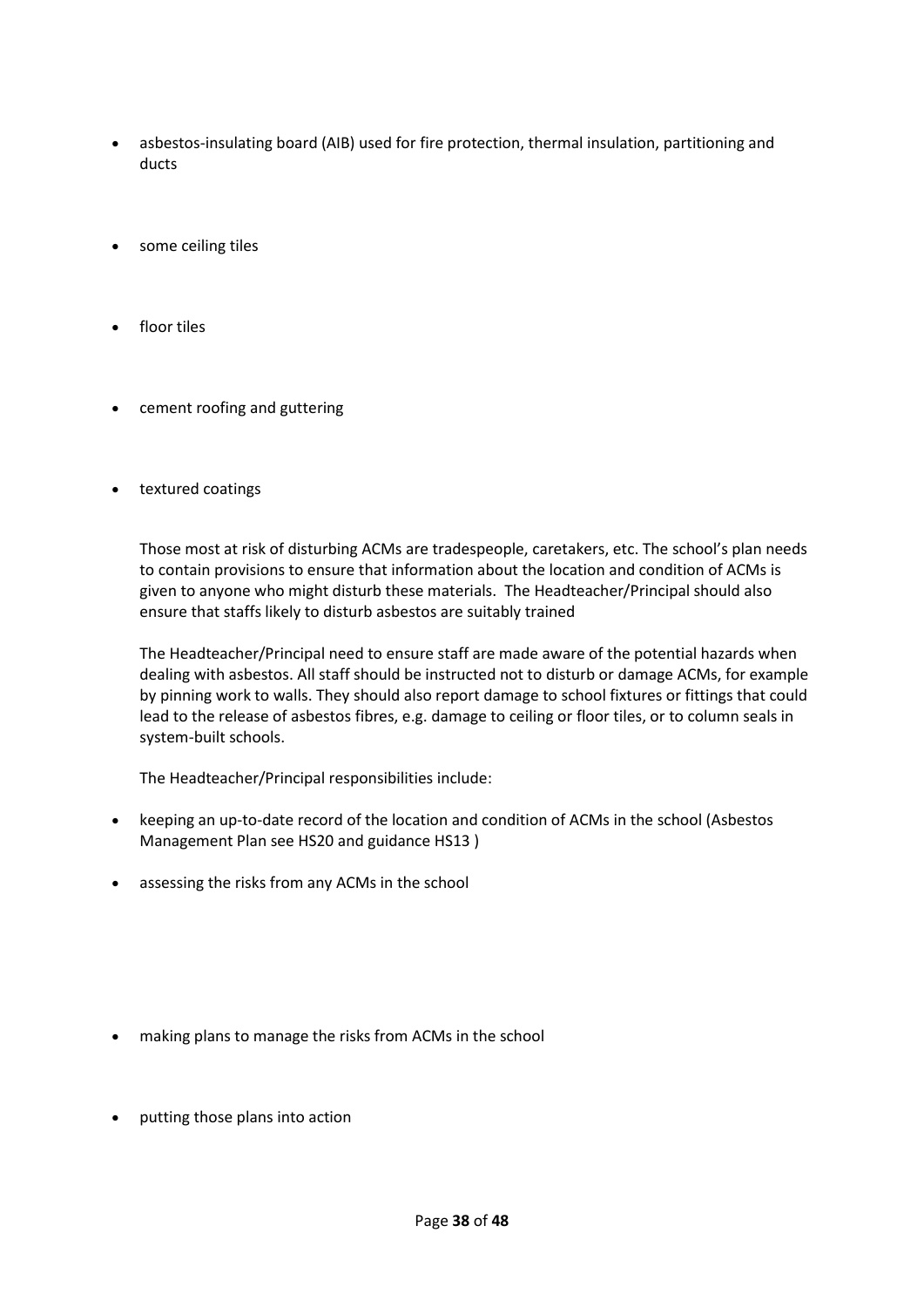- asbestos-insulating board (AIB) used for fire protection, thermal insulation, partitioning and ducts
- some ceiling tiles
- floor tiles
- cement roofing and guttering
- textured coatings

Those most at risk of disturbing ACMs are tradespeople, caretakers, etc. The school's plan needs to contain provisions to ensure that information about the location and condition of ACMs is given to anyone who might disturb these materials. The Headteacher/Principal should also ensure that staffs likely to disturb asbestos are suitably trained

The Headteacher/Principal need to ensure staff are made aware of the potential hazards when dealing with asbestos. All staff should be instructed not to disturb or damage ACMs, for example by pinning work to walls. They should also report damage to school fixtures or fittings that could lead to the release of asbestos fibres, e.g. damage to ceiling or floor tiles, or to column seals in system-built schools.

The Headteacher/Principal responsibilities include:

- keeping an up-to-date record of the location and condition of ACMs in the school (Asbestos Management Plan see HS20 and guidance HS13 )
- assessing the risks from any ACMs in the school
- making plans to manage the risks from ACMs in the school
- putting those plans into action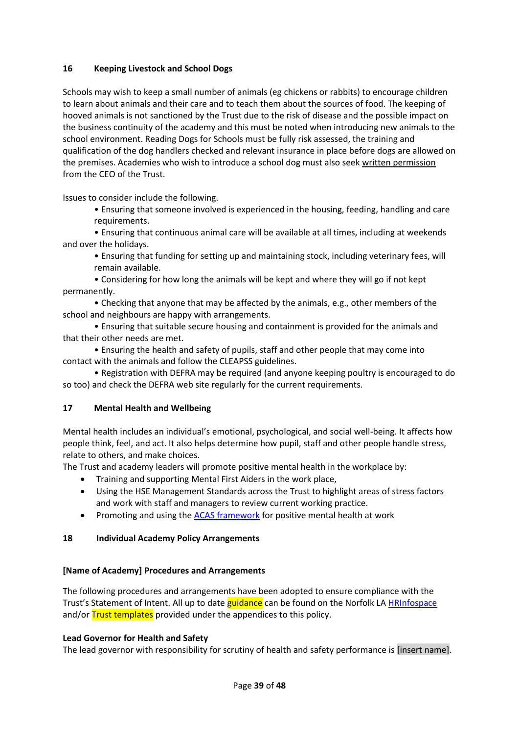## 16 Keeping Livestock and School Dogs

Schools may wish to keep a small number of animals (eg chickens or rabbits) to encourage children to learn about animals and their care and to teach them about the sources of food. The keeping of hooved animals is not sanctioned by the Trust due to the risk of disease and the possible impact on the business continuity of the academy and this must be noted when introducing new animals to the school environment. Reading Dogs for Schools must be fully risk assessed, the training and qualification of the dog handlers checked and relevant insurance in place before dogs are allowed on the premises. Academies who wish to introduce a school dog must also seek written permission from the CEO of the Trust.

Issues to consider include the following.

- Ensuring that someone involved is experienced in the housing, feeding, handling and care requirements.
- Ensuring that continuous animal care will be available at all times, including at weekends and over the holidays.
- Ensuring that funding for setting up and maintaining stock, including veterinary fees, will remain available.
- Considering for how long the animals will be kept and where they will go if not kept permanently.
- Checking that anyone that may be affected by the animals, e.g., other members of the school and neighbours are happy with arrangements.
- Ensuring that suitable secure housing and containment is provided for the animals and that their other needs are met.
- Ensuring the health and safety of pupils, staff and other people that may come into contact with the animals and follow the CLEAPSS guidelines.
- Registration with DEFRA may be required (and anyone keeping poultry is encouraged to do so too) and check the DEFRA web site regularly for the current requirements.

## 17 Mental Health and Wellbeing

Mental health includes an individual's emotional, psychological, and social well-being. It affects how people think, feel, and act. It also helps determine how pupil, staff and other people handle stress, relate to others, and make choices.

The Trust and academy leaders will promote positive mental health in the workplace by:

- Training and supporting Mental First Aiders in the work place,
- Using the HSE Management Standards across the Trust to highlight areas of stress factors and work with staff and managers to review current working practice.
- Promoting and using the ACAS framework for positive mental health at work

## 18 Individual Academy Policy Arrangements

### [Name of Academy] Procedures and Arrangements

The following procedures and arrangements have been adopted to ensure compliance with the Trust's Statement of Intent. All up to date guidance can be found on the Norfolk LA HRInfospace and/or Trust templates provided under the appendices to this policy.

**Lead Governor for Health and Safety**

The lead governor with responsibility for scrutiny of health and safety performance is [insert name].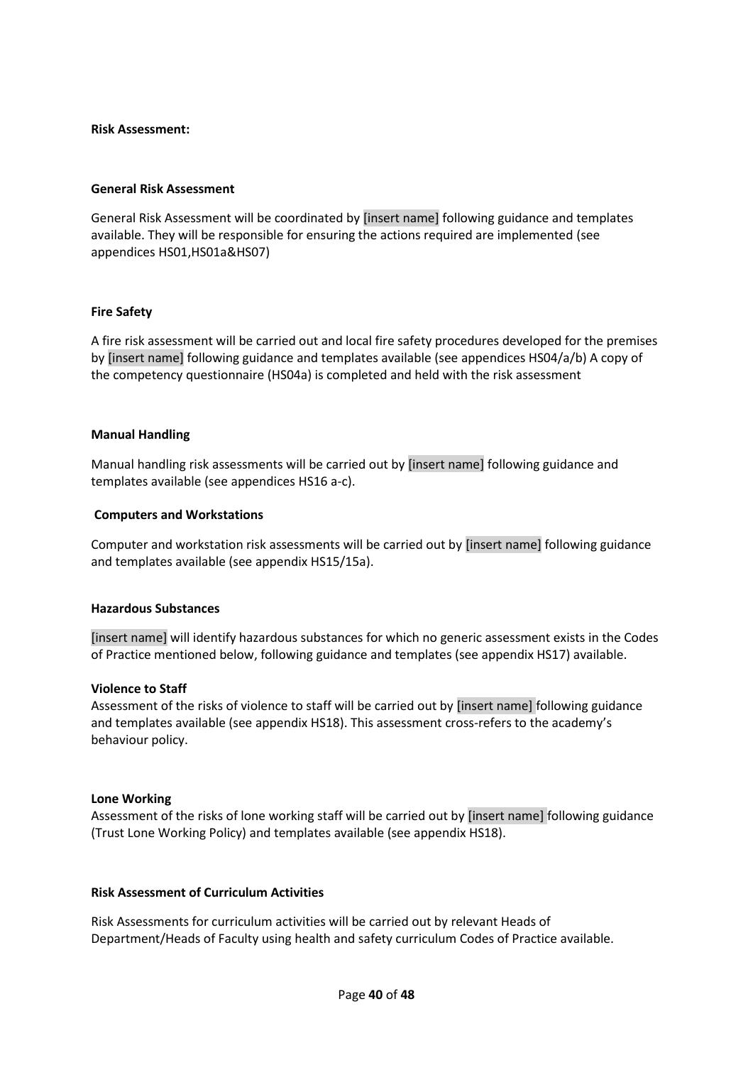**Risk Assessment:**

**General Risk Assessment**

General Risk Assessment will be coordinated by [insert name] following guidance and templates available. They will be responsible for ensuring the actions required are implemented (see appendices HS01,HS01a&HS07)

**Fire Safety**

A fire risk assessment will be carried out and local fire safety procedures developed for the premises by [insert name] following guidance and templates available (see appendices HS04/a/b) A copy of the competency questionnaire (HS04a) is completed and held with the risk assessment

**Manual Handling**

Manual handling risk assessments will be carried out by [insert name] following guidance and templates available (see appendices HS16 a-c).

**Computers and Workstations**

Computer and workstation risk assessments will be carried out by [insert name] following guidance and templates available (see appendix HS15/15a).

**Hazardous Substances**

[insert name] will identify hazardous substances for which no generic assessment exists in the Codes of Practice mentioned below, following guidance and templates (see appendix HS17) available.

**Violence to Staff**

Assessment of the risks of violence to staff will be carried out by [insert name] following guidance and templates available (see appendix HS18). This assessment cross-refers to the academy's behaviour policy.

**Lone Working**

Assessment of the risks of lone working staff will be carried out by [insert name] following guidance (Trust Lone Working Policy) and templates available (see appendix HS18).

**Risk Assessment of Curriculum Activities**

Risk Assessments for curriculum activities will be carried out by relevant Heads of Department/Heads of Faculty using health and safety curriculum Codes of Practice available.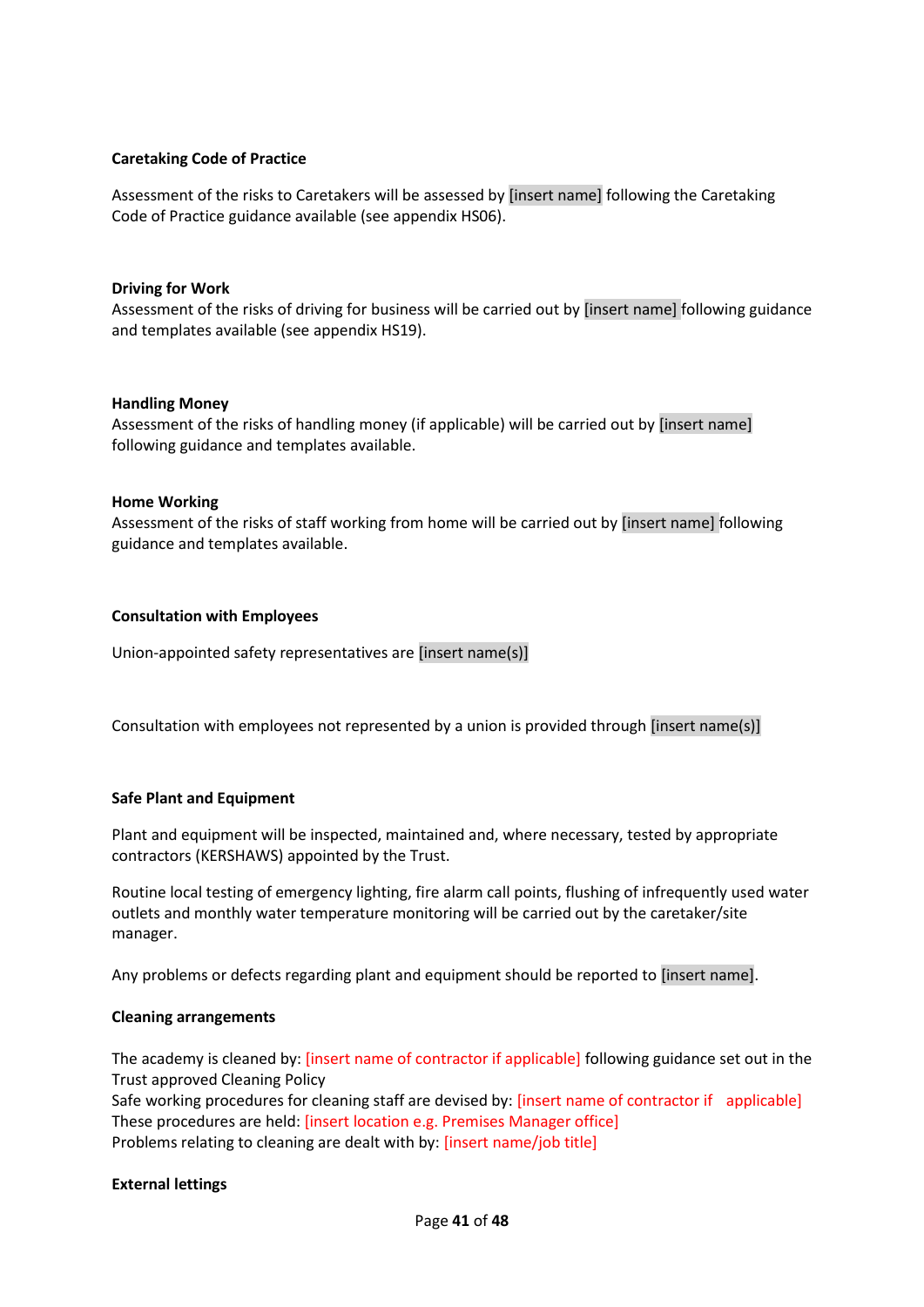**Caretaking Code of Practice**

Assessment of the risks to Caretakers will be assessed by [insert name] following the Caretaking Code of Practice guidance available (see appendix HS06).

**Driving for Work**

Assessment of the risks of driving for business will be carried out by [insert name] following guidance and templates available (see appendix HS19).

**Handling Money**

Assessment of the risks of handling money (if applicable) will be carried out by [insert name] following guidance and templates available.

**Home Working**

Assessment of the risks of staff working from home will be carried out by [insert name] following guidance and templates available.

**Consultation with Employees**

Union-appointed safety representatives are [insert name(s)]

Consultation with employees not represented by a union is provided through [insert name(s)]

**Safe Plant and Equipment**

Plant and equipment will be inspected, maintained and, where necessary, tested by appropriate contractors (KERSHAWS) appointed by the Trust.

Routine local testing of emergency lighting, fire alarm call points, flushing of infrequently used water outlets and monthly water temperature monitoring will be carried out by the caretaker/site manager.

Any problems or defects regarding plant and equipment should be reported to [insert name].

**Cleaning arrangements**

The academy is cleaned by: [insert name of contractor if applicable] following guidance set out in the Trust approved Cleaning Policy
Safe working procedures for cleaning staff are devised by: [insert name of contractor if applicable]
These procedures are held: [insert location e.g. Premises Manager office]
Problems relating to cleaning are dealt with by: [insert name/job title]

**External lettings**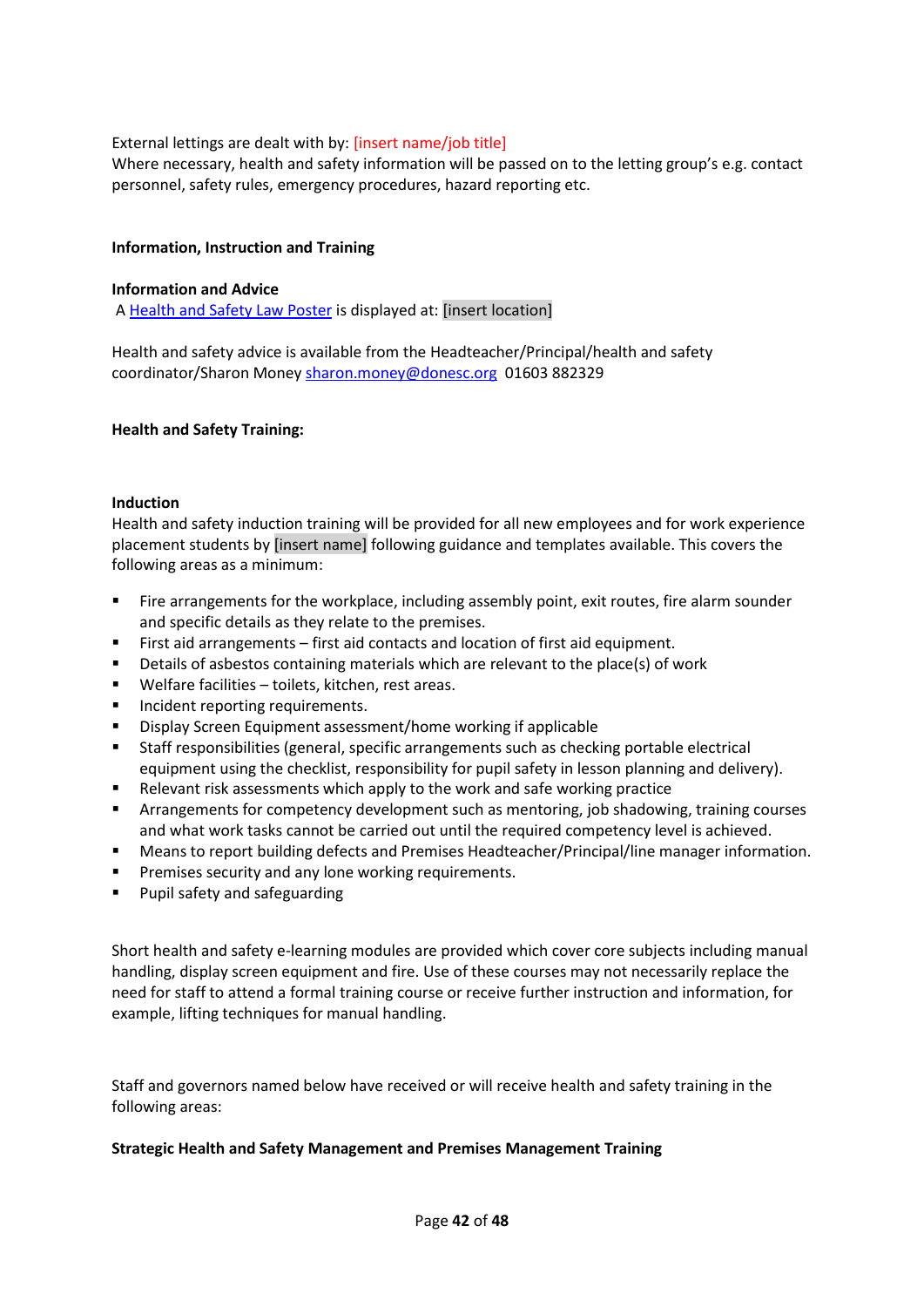External lettings are dealt with by: [insert name/job title]
Where necessary, health and safety information will be passed on to the letting group's e.g. contact personnel, safety rules, emergency procedures, hazard reporting etc.

**Information, Instruction and Training**

**Information and Advice**
A [Health and Safety Law Poster](#) is displayed at: [insert location]

Health and safety advice is available from the Headteacher/Principal/health and safety coordinator/Sharon Money [sharon.money@donesc.org](mailto:sharon.money@donesc.org) 01603 882329

**Health and Safety Training:**

**Induction**
Health and safety induction training will be provided for all new employees and for work experience placement students by [insert name] following guidance and templates available. This covers the following areas as a minimum:

- Fire arrangements for the workplace, including assembly point, exit routes, fire alarm sounder and specific details as they relate to the premises.
- First aid arrangements – first aid contacts and location of first aid equipment.
- Details of asbestos containing materials which are relevant to the place(s) of work
- Welfare facilities – toilets, kitchen, rest areas.
- Incident reporting requirements.
- Display Screen Equipment assessment/home working if applicable
- Staff responsibilities (general, specific arrangements such as checking portable electrical equipment using the checklist, responsibility for pupil safety in lesson planning and delivery).
- Relevant risk assessments which apply to the work and safe working practice
- Arrangements for competency development such as mentoring, job shadowing, training courses and what work tasks cannot be carried out until the required competency level is achieved.
- Means to report building defects and Premises Headteacher/Principal/line manager information.
- Premises security and any lone working requirements.
- Pupil safety and safeguarding

Short health and safety e-learning modules are provided which cover core subjects including manual handling, display screen equipment and fire. Use of these courses may not necessarily replace the need for staff to attend a formal training course or receive further instruction and information, for example, lifting techniques for manual handling.

Staff and governors named below have received or will receive health and safety training in the following areas:

**Strategic Health and Safety Management and Premises Management Training**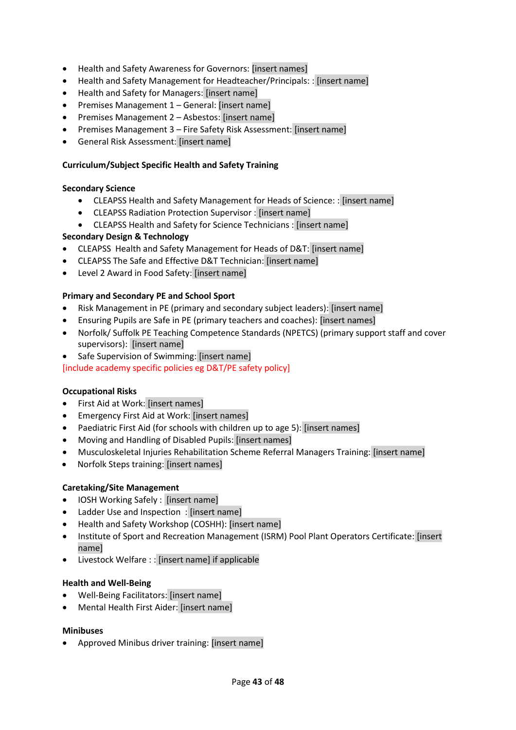- Health and Safety Awareness for Governors: [insert names]
- Health and Safety Management for Headteacher/Principals: : [insert name]
- Health and Safety for Managers: [insert name]
- Premises Management 1 – General: [insert name]
- Premises Management 2 – Asbestos: [insert name]
- Premises Management 3 – Fire Safety Risk Assessment: [insert name]
- General Risk Assessment: [insert name]

**Curriculum/Subject Specific Health and Safety Training**

**Secondary Science**

- CLEAPSS Health and Safety Management for Heads of Science: : [insert name]
- CLEAPSS Radiation Protection Supervisor : [insert name]
- CLEAPSS Health and Safety for Science Technicians : [insert name]

**Secondary Design & Technology**

- CLEAPSS Health and Safety Management for Heads of D&T: [insert name]
- CLEAPSS The Safe and Effective D&T Technician: [insert name]
- Level 2 Award in Food Safety: [insert name]

**Primary and Secondary PE and School Sport**

- Risk Management in PE (primary and secondary subject leaders): [insert name]
- Ensuring Pupils are Safe in PE (primary teachers and coaches): [insert names]
- Norfolk/ Suffolk PE Teaching Competence Standards (NPETCS) (primary support staff and cover supervisors): [insert name]
- Safe Supervision of Swimming: [insert name]

[include academy specific policies eg D&T/PE safety policy]

**Occupational Risks**

- First Aid at Work: [insert names]
- Emergency First Aid at Work: [insert names]
- Paediatric First Aid (for schools with children up to age 5): [insert names]
- Moving and Handling of Disabled Pupils: [insert names]
- Musculoskeletal Injuries Rehabilitation Scheme Referral Managers Training: [insert name]
- Norfolk Steps training: [insert names]

**Caretaking/Site Management**

- IOSH Working Safely : [insert name]
- Ladder Use and Inspection : [insert name]
- Health and Safety Workshop (COSHH): [insert name]
- Institute of Sport and Recreation Management (ISRM) Pool Plant Operators Certificate: [insert name]
- Livestock Welfare : : [insert name] if applicable

**Health and Well-Being**

- Well-Being Facilitators: [insert name]
- Mental Health First Aider: [insert name]

**Minibuses**

- Approved Minibus driver training: [insert name]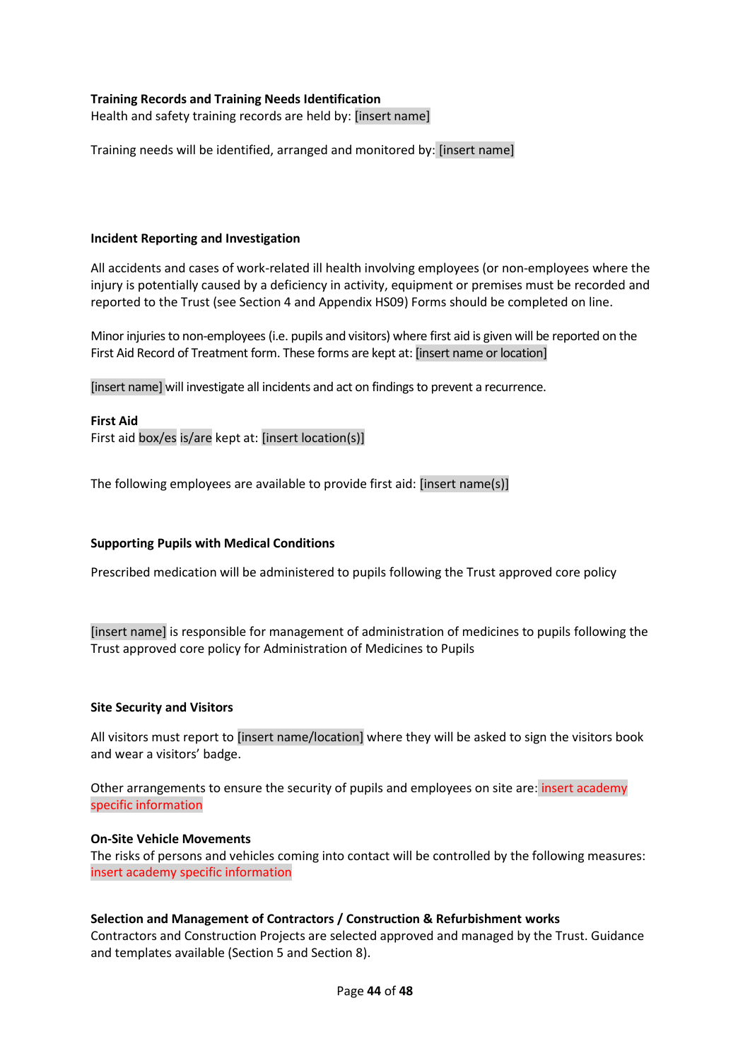**Training Records and Training Needs Identification**

Health and safety training records are held by: [insert name]

Training needs will be identified, arranged and monitored by: [insert name]

**Incident Reporting and Investigation**

All accidents and cases of work-related ill health involving employees (or non-employees where the injury is potentially caused by a deficiency in activity, equipment or premises must be recorded and reported to the Trust (see Section 4 and Appendix HS09) Forms should be completed on line.

Minor injuries to non-employees (i.e. pupils and visitors) where first aid is given will be reported on the First Aid Record of Treatment form. These forms are kept at: [insert name or location]

[insert name] will investigate all incidents and act on findings to prevent a recurrence.

**First Aid**

First aid box/es is/are kept at: [insert location(s)]

The following employees are available to provide first aid: [insert name(s)]

**Supporting Pupils with Medical Conditions**

Prescribed medication will be administered to pupils following the Trust approved core policy

[insert name] is responsible for management of administration of medicines to pupils following the Trust approved core policy for Administration of Medicines to Pupils

**Site Security and Visitors**

All visitors must report to [insert name/location] where they will be asked to sign the visitors book and wear a visitors' badge.

Other arrangements to ensure the security of pupils and employees on site are: insert academy specific information

**On-Site Vehicle Movements**

The risks of persons and vehicles coming into contact will be controlled by the following measures: insert academy specific information

**Selection and Management of Contractors / Construction & Refurbishment works**

Contractors and Construction Projects are selected approved and managed by the Trust. Guidance and templates available (Section 5 and Section 8).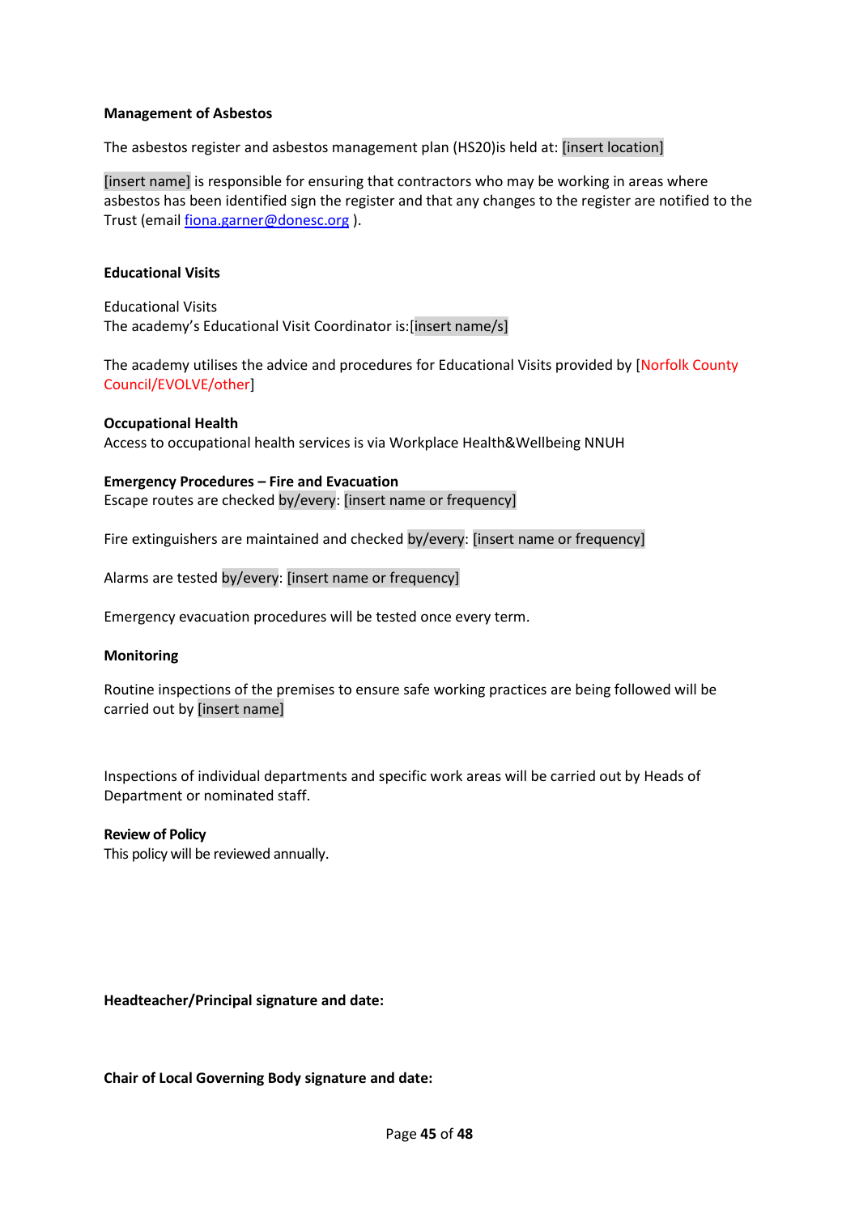**Management of Asbestos**

The asbestos register and asbestos management plan (HS20)is held at: [insert location]

[insert name] is responsible for ensuring that contractors who may be working in areas where asbestos has been identified sign the register and that any changes to the register are notified to the Trust (email fiona.garner@donesc.org ).

**Educational Visits**

Educational Visits
The academy's Educational Visit Coordinator is:[insert name/s]

The academy utilises the advice and procedures for Educational Visits provided by [Norfolk County Council/EVOLVE/other]

**Occupational Health**
Access to occupational health services is via Workplace Health&Wellbeing NNUH

**Emergency Procedures – Fire and Evacuation**
Escape routes are checked by/every: [insert name or frequency]

Fire extinguishers are maintained and checked by/every: [insert name or frequency]

Alarms are tested by/every: [insert name or frequency]

Emergency evacuation procedures will be tested once every term.

**Monitoring**

Routine inspections of the premises to ensure safe working practices are being followed will be carried out by [insert name]

Inspections of individual departments and specific work areas will be carried out by Heads of Department or nominated staff.

**Review of Policy**
This policy will be reviewed annually.

**Headteacher/Principal signature and date:**

**Chair of Local Governing Body signature and date:**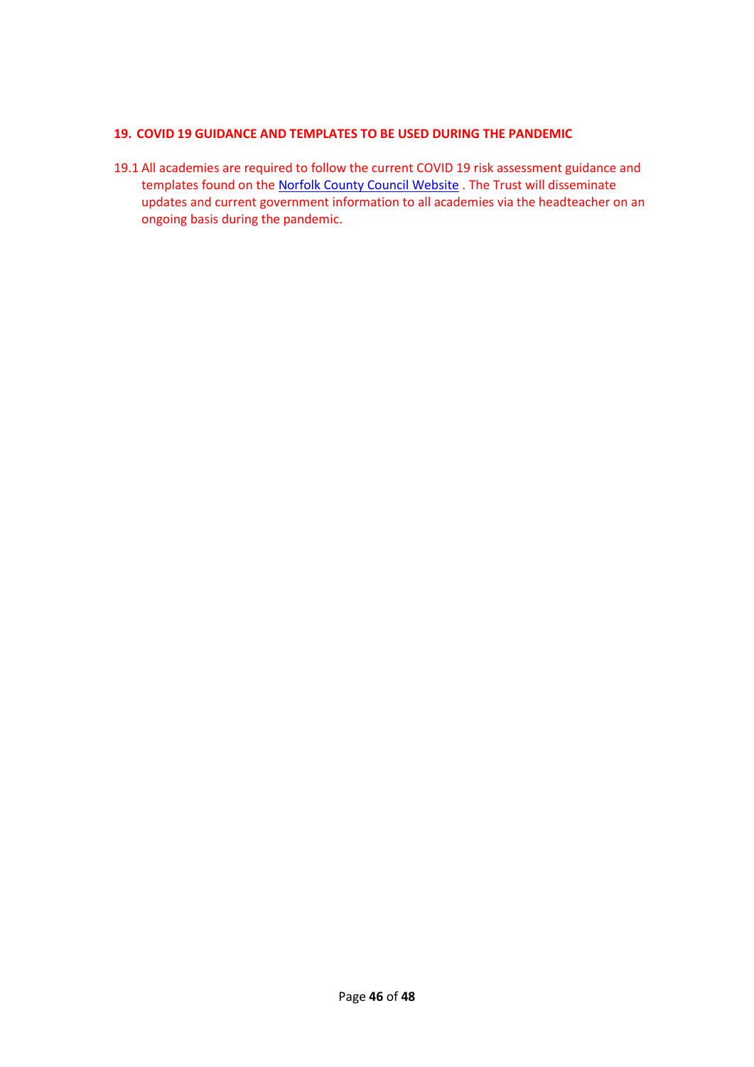## 19. COVID 19 GUIDANCE AND TEMPLATES TO BE USED DURING THE PANDEMIC

19.1 All academies are required to follow the current COVID 19 risk assessment guidance and templates found on the [Norfolk County Council Website](). The Trust will disseminate updates and current government information to all academies via the headteacher on an ongoing basis during the pandemic.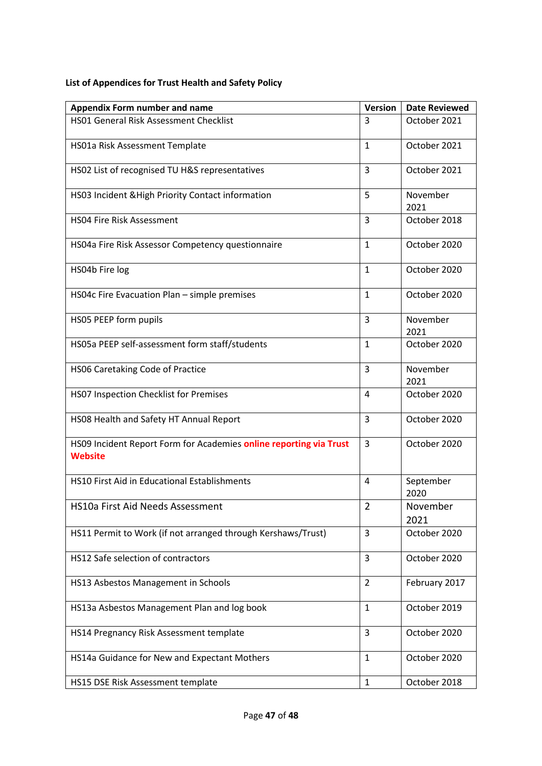**List of Appendices for Trust Health and Safety Policy**

| Appendix Form number and name | Version | Date Reviewed |
|---|---|---|
| HS01 General Risk Assessment Checklist | 3 | October 2021 |
| HS01a Risk Assessment Template | 1 | October 2021 |
| HS02 List of recognised TU H&S representatives | 3 | October 2021 |
| HS03 Incident &High Priority Contact information | 5 | November 2021 |
| HS04 Fire Risk Assessment | 3 | October 2018 |
| HS04a Fire Risk Assessor Competency questionnaire | 1 | October 2020 |
| HS04b Fire log | 1 | October 2020 |
| HS04c Fire Evacuation Plan – simple premises | 1 | October 2020 |
| HS05 PEEP form pupils | 3 | November 2021 |
| HS05a PEEP self-assessment form staff/students | 1 | October 2020 |
| HS06 Caretaking Code of Practice | 3 | November 2021 |
| HS07 Inspection Checklist for Premises | 4 | October 2020 |
| HS08 Health and Safety HT Annual Report | 3 | October 2020 |
| HS09 Incident Report Form for Academies **online reporting via Trust Website** | 3 | October 2020 |
| HS10 First Aid in Educational Establishments | 4 | September 2020 |
| HS10a First Aid Needs Assessment | 2 | November 2021 |
| HS11 Permit to Work (if not arranged through Kershaws/Trust) | 3 | October 2020 |
| HS12 Safe selection of contractors | 3 | October 2020 |
| HS13 Asbestos Management in Schools | 2 | February 2017 |
| HS13a Asbestos Management Plan and log book | 1 | October 2019 |
| HS14 Pregnancy Risk Assessment template | 3 | October 2020 |
| HS14a Guidance for New and Expectant Mothers | 1 | October 2020 |
| HS15 DSE Risk Assessment template | 1 | October 2018 |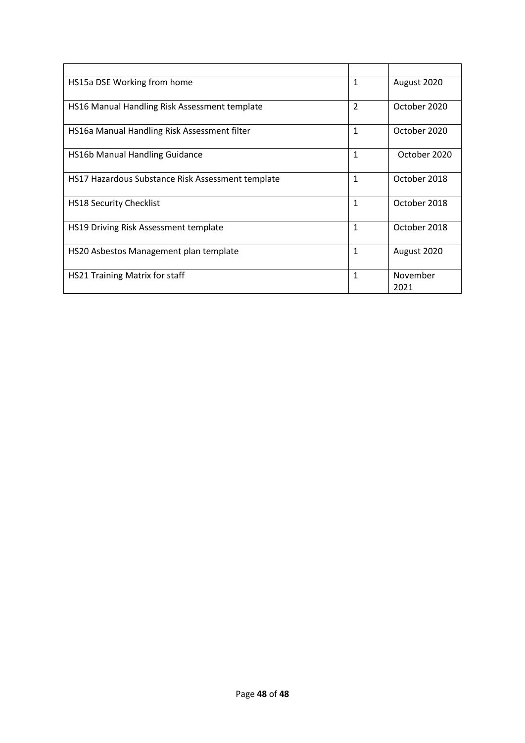| | | |
|---|---|---|
| HS15a DSE Working from home | 1 | August 2020 |
| HS16 Manual Handling Risk Assessment template | 2 | October 2020 |
| HS16a Manual Handling Risk Assessment filter | 1 | October 2020 |
| HS16b Manual Handling Guidance | 1 | October 2020 |
| HS17 Hazardous Substance Risk Assessment template | 1 | October 2018 |
| HS18 Security Checklist | 1 | October 2018 |
| HS19 Driving Risk Assessment template | 1 | October 2018 |
| HS20 Asbestos Management plan template | 1 | August 2020 |
| HS21 Training Matrix for staff | 1 | November 2021 |